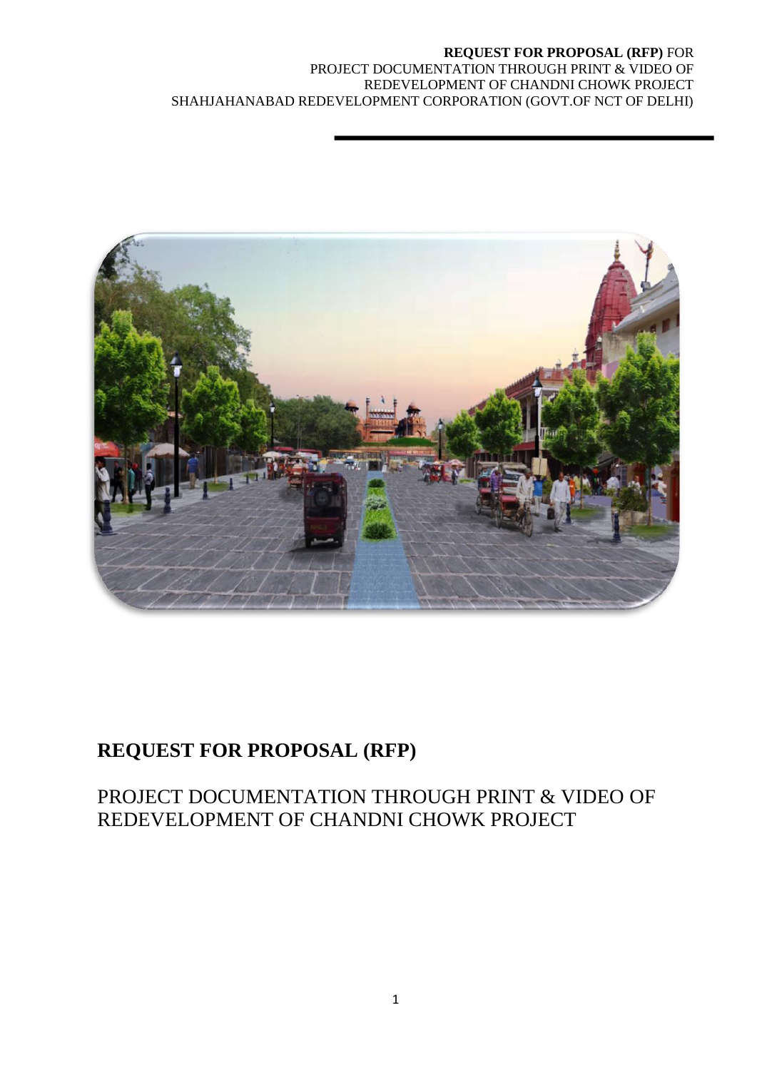**REQUEST FOR PROPOSAL (RFP)** FOR
PROJECT DOCUMENTATION THROUGH PRINT & VIDEO OF
REDEVELOPMENT OF CHANDNI CHOWK PROJECT
SHAHJAHANABAD REDEVELOPMENT CORPORATION (GOVT.OF NCT OF DELHI)

# REQUEST FOR PROPOSAL (RFP)

## PROJECT DOCUMENTATION THROUGH PRINT & VIDEO OF REDEVELOPMENT OF CHANDNI CHOWK PROJECT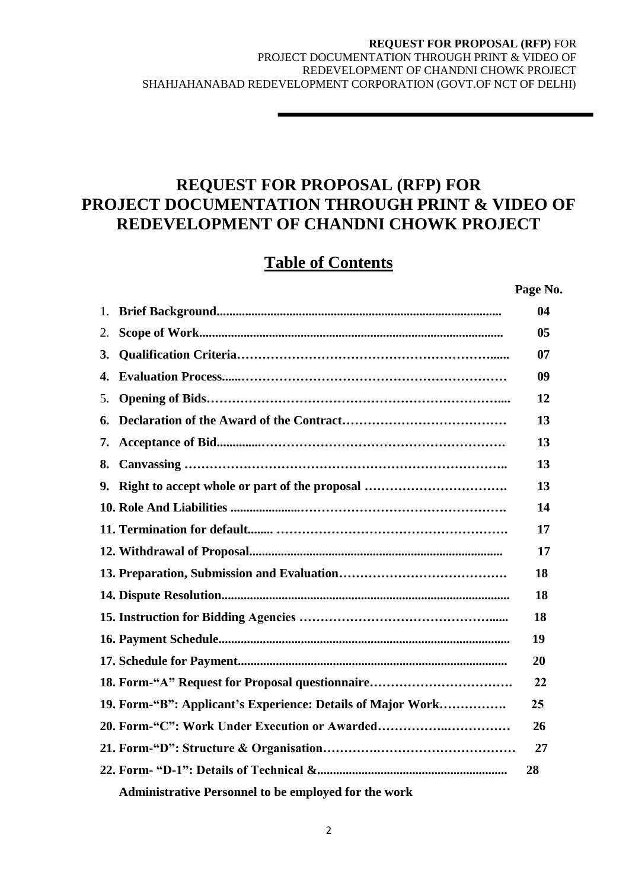# REQUEST FOR PROPOSAL (RFP) FOR PROJECT DOCUMENTATION THROUGH PRINT & VIDEO OF REDEVELOPMENT OF CHANDNI CHOWK PROJECT

## Table of Contents

| | Page No. |
|---|---|
| 1. **Brief Background** | **04** |
| 2. **Scope of Work** | **05** |
| **3. Qualification Criteria** | **07** |
| **4. Evaluation Process** | **09** |
| 5. **Opening of Bids** | **12** |
| **6. Declaration of the Award of the Contract** | **13** |
| **7. Acceptance of Bid** | **13** |
| **8. Canvassing** | **13** |
| **9. Right to accept whole or part of the proposal** | **13** |
| **10. Role And Liabilities** | **14** |
| **11. Termination for default** | **17** |
| **12. Withdrawal of Proposal** | **17** |
| **13. Preparation, Submission and Evaluation** | **18** |
| **14. Dispute Resolution** | **18** |
| **15. Instruction for Bidding Agencies** | **18** |
| **16. Payment Schedule** | **19** |
| **17. Schedule for Payment** | **20** |
| **18. Form-"A" Request for Proposal questionnaire** | **22** |
| **19. Form-"B": Applicant's Experience: Details of Major Work** | **25** |
| **20. Form-"C": Work Under Execution or Awarded** | **26** |
| **21. Form-"D": Structure & Organisation** | **27** |
| **22. Form- "D-1": Details of Technical & Administrative Personnel to be employed for the work** | **28** |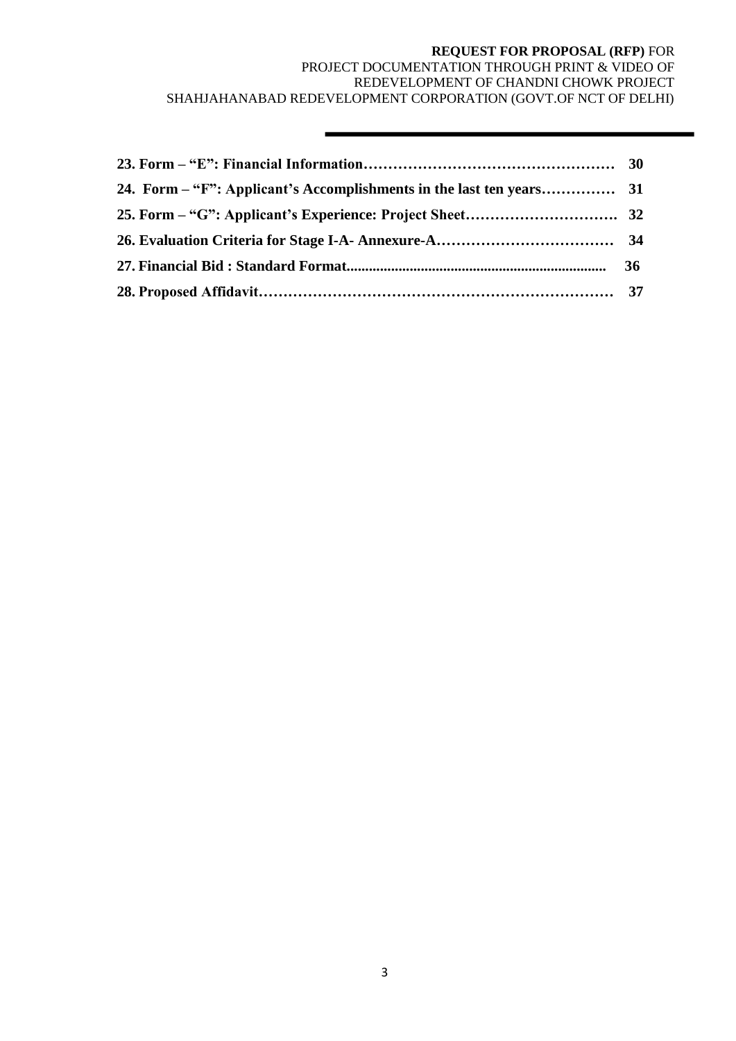**23. Form – "E": Financial Information…………………………………………… 30**

**24. Form – "F": Applicant's Accomplishments in the last ten years…………… 31**

**25. Form – "G": Applicant's Experience: Project Sheet…………………………. 32**

**26. Evaluation Criteria for Stage I-A- Annexure-A……………………………… 34**

**27. Financial Bid : Standard Format...................................................................... 36**

**28. Proposed Affidavit………………………………………………………………… 37**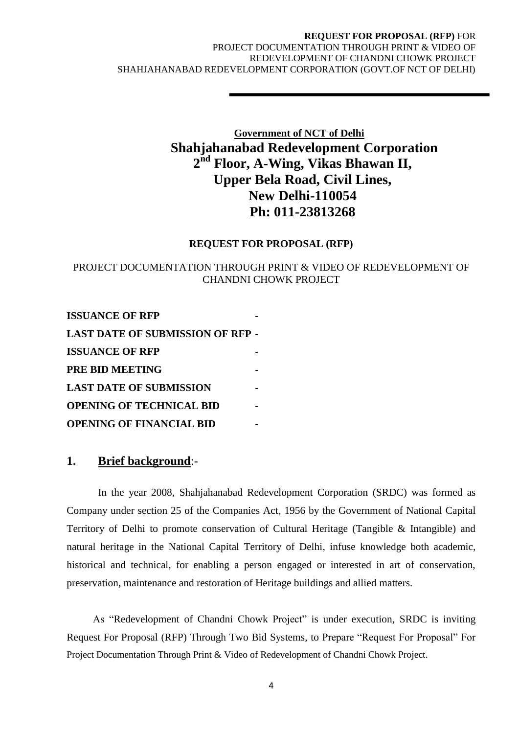**Government of NCT of Delhi**

# Shahjahanabad Redevelopment Corporation
# 2nd Floor, A-Wing, Vikas Bhawan II, Upper Bela Road, Civil Lines, New Delhi-110054
# Ph: 011-23813268

**REQUEST FOR PROPOSAL (RFP)**

PROJECT DOCUMENTATION THROUGH PRINT & VIDEO OF REDEVELOPMENT OF CHANDNI CHOWK PROJECT

**ISSUANCE OF RFP -**
**LAST DATE OF SUBMISSION OF RFP -**
**ISSUANCE OF RFP -**
**PRE BID MEETING -**
**LAST DATE OF SUBMISSION -**
**OPENING OF TECHNICAL BID -**
**OPENING OF FINANCIAL BID -**

## 1. Brief background:-

In the year 2008, Shahjahanabad Redevelopment Corporation (SRDC) was formed as Company under section 25 of the Companies Act, 1956 by the Government of National Capital Territory of Delhi to promote conservation of Cultural Heritage (Tangible & Intangible) and natural heritage in the National Capital Territory of Delhi, infuse knowledge both academic, historical and technical, for enabling a person engaged or interested in art of conservation, preservation, maintenance and restoration of Heritage buildings and allied matters.

As "Redevelopment of Chandni Chowk Project" is under execution, SRDC is inviting Request For Proposal (RFP) Through Two Bid Systems, to Prepare "Request For Proposal" For Project Documentation Through Print & Video of Redevelopment of Chandni Chowk Project.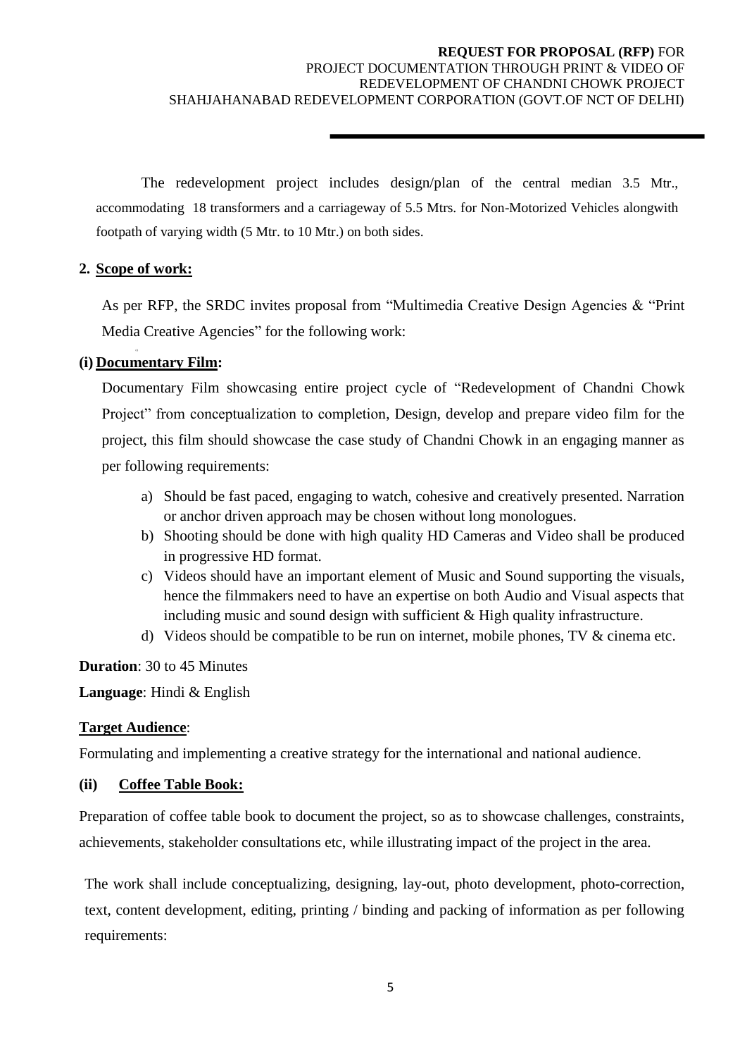The redevelopment project includes design/plan of the central median 3.5 Mtr., accommodating 18 transformers and a carriageway of 5.5 Mtrs. for Non-Motorized Vehicles alongwith footpath of varying width (5 Mtr. to 10 Mtr.) on both sides.

## 2. Scope of work:

As per RFP, the SRDC invites proposal from "Multimedia Creative Design Agencies & "Print Media Creative Agencies" for the following work:

### (i) Documentary Film:

Documentary Film showcasing entire project cycle of "Redevelopment of Chandni Chowk Project" from conceptualization to completion, Design, develop and prepare video film for the project, this film should showcase the case study of Chandni Chowk in an engaging manner as per following requirements:

a) Should be fast paced, engaging to watch, cohesive and creatively presented. Narration or anchor driven approach may be chosen without long monologues.
b) Shooting should be done with high quality HD Cameras and Video shall be produced in progressive HD format.
c) Videos should have an important element of Music and Sound supporting the visuals, hence the filmmakers need to have an expertise on both Audio and Visual aspects that including music and sound design with sufficient & High quality infrastructure.
d) Videos should be compatible to be run on internet, mobile phones, TV & cinema etc.

**Duration**: 30 to 45 Minutes

**Language**: Hindi & English

**Target Audience**:

Formulating and implementing a creative strategy for the international and national audience.

### (ii) Coffee Table Book:

Preparation of coffee table book to document the project, so as to showcase challenges, constraints, achievements, stakeholder consultations etc, while illustrating impact of the project in the area.

The work shall include conceptualizing, designing, lay-out, photo development, photo-correction, text, content development, editing, printing / binding and packing of information as per following requirements: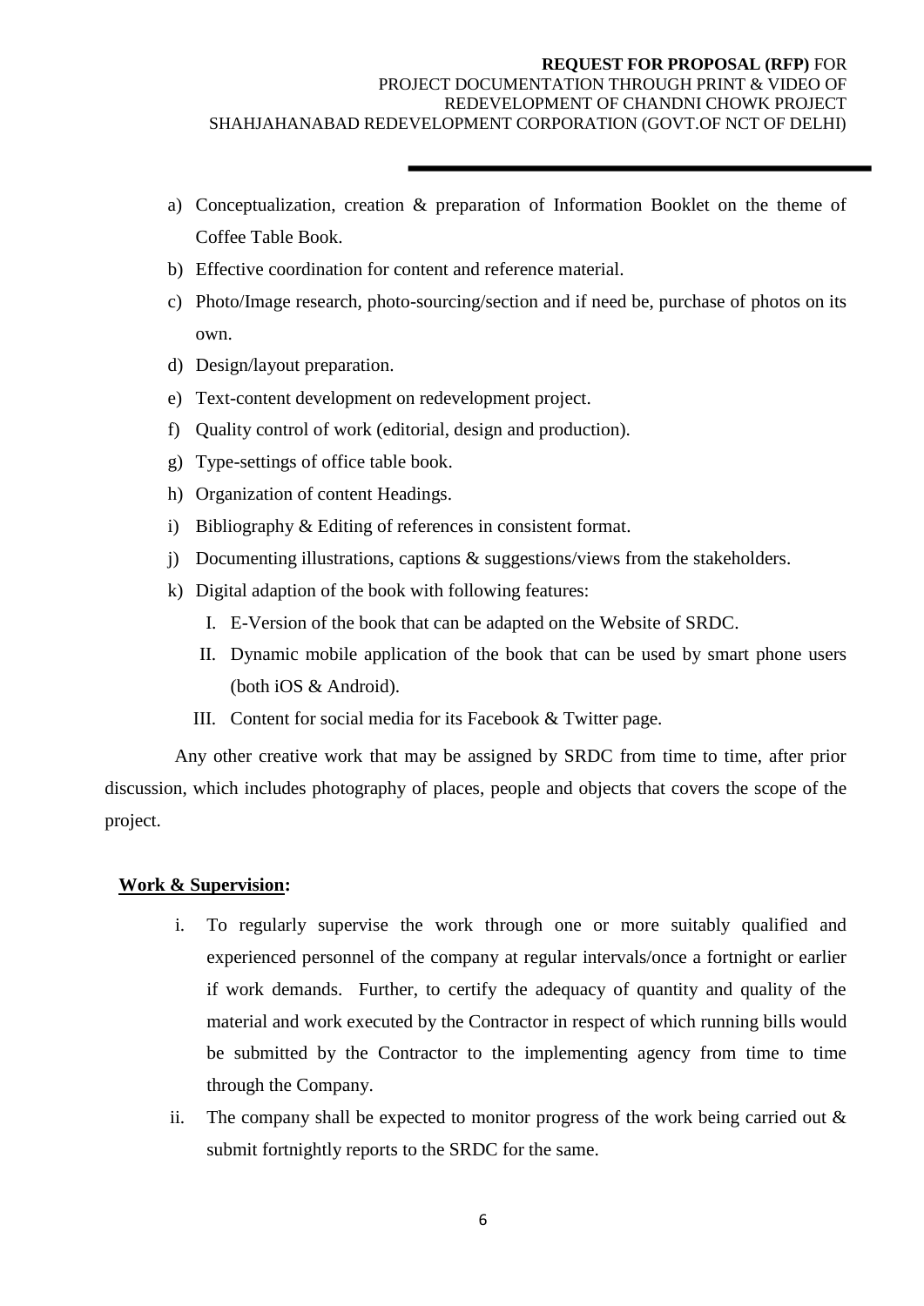a) Conceptualization, creation & preparation of Information Booklet on the theme of Coffee Table Book.
b) Effective coordination for content and reference material.
c) Photo/Image research, photo-sourcing/section and if need be, purchase of photos on its own.
d) Design/layout preparation.
e) Text-content development on redevelopment project.
f) Quality control of work (editorial, design and production).
g) Type-settings of office table book.
h) Organization of content Headings.
i) Bibliography & Editing of references in consistent format.
j) Documenting illustrations, captions & suggestions/views from the stakeholders.
k) Digital adaption of the book with following features:
   I. E-Version of the book that can be adapted on the Website of SRDC.
   II. Dynamic mobile application of the book that can be used by smart phone users (both iOS & Android).
   III. Content for social media for its Facebook & Twitter page.

Any other creative work that may be assigned by SRDC from time to time, after prior discussion, which includes photography of places, people and objects that covers the scope of the project.

**Work & Supervision:**

i. To regularly supervise the work through one or more suitably qualified and experienced personnel of the company at regular intervals/once a fortnight or earlier if work demands. Further, to certify the adequacy of quantity and quality of the material and work executed by the Contractor in respect of which running bills would be submitted by the Contractor to the implementing agency from time to time through the Company.
ii. The company shall be expected to monitor progress of the work being carried out & submit fortnightly reports to the SRDC for the same.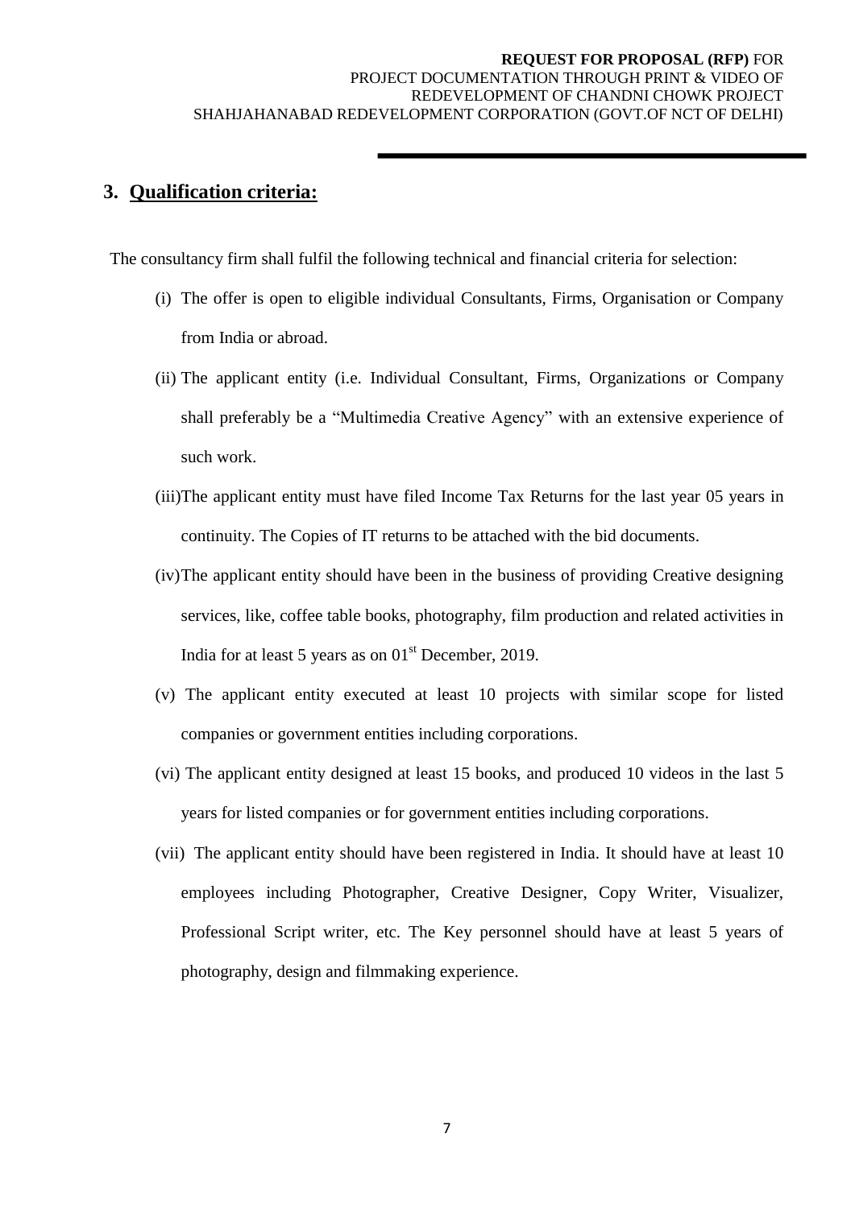## 3. Qualification criteria:

The consultancy firm shall fulfil the following technical and financial criteria for selection:

(i) The offer is open to eligible individual Consultants, Firms, Organisation or Company from India or abroad.

(ii) The applicant entity (i.e. Individual Consultant, Firms, Organizations or Company shall preferably be a "Multimedia Creative Agency" with an extensive experience of such work.

(iii) The applicant entity must have filed Income Tax Returns for the last year 05 years in continuity. The Copies of IT returns to be attached with the bid documents.

(iv) The applicant entity should have been in the business of providing Creative designing services, like, coffee table books, photography, film production and related activities in India for at least 5 years as on 01st December, 2019.

(v) The applicant entity executed at least 10 projects with similar scope for listed companies or government entities including corporations.

(vi) The applicant entity designed at least 15 books, and produced 10 videos in the last 5 years for listed companies or for government entities including corporations.

(vii) The applicant entity should have been registered in India. It should have at least 10 employees including Photographer, Creative Designer, Copy Writer, Visualizer, Professional Script writer, etc. The Key personnel should have at least 5 years of photography, design and filmmaking experience.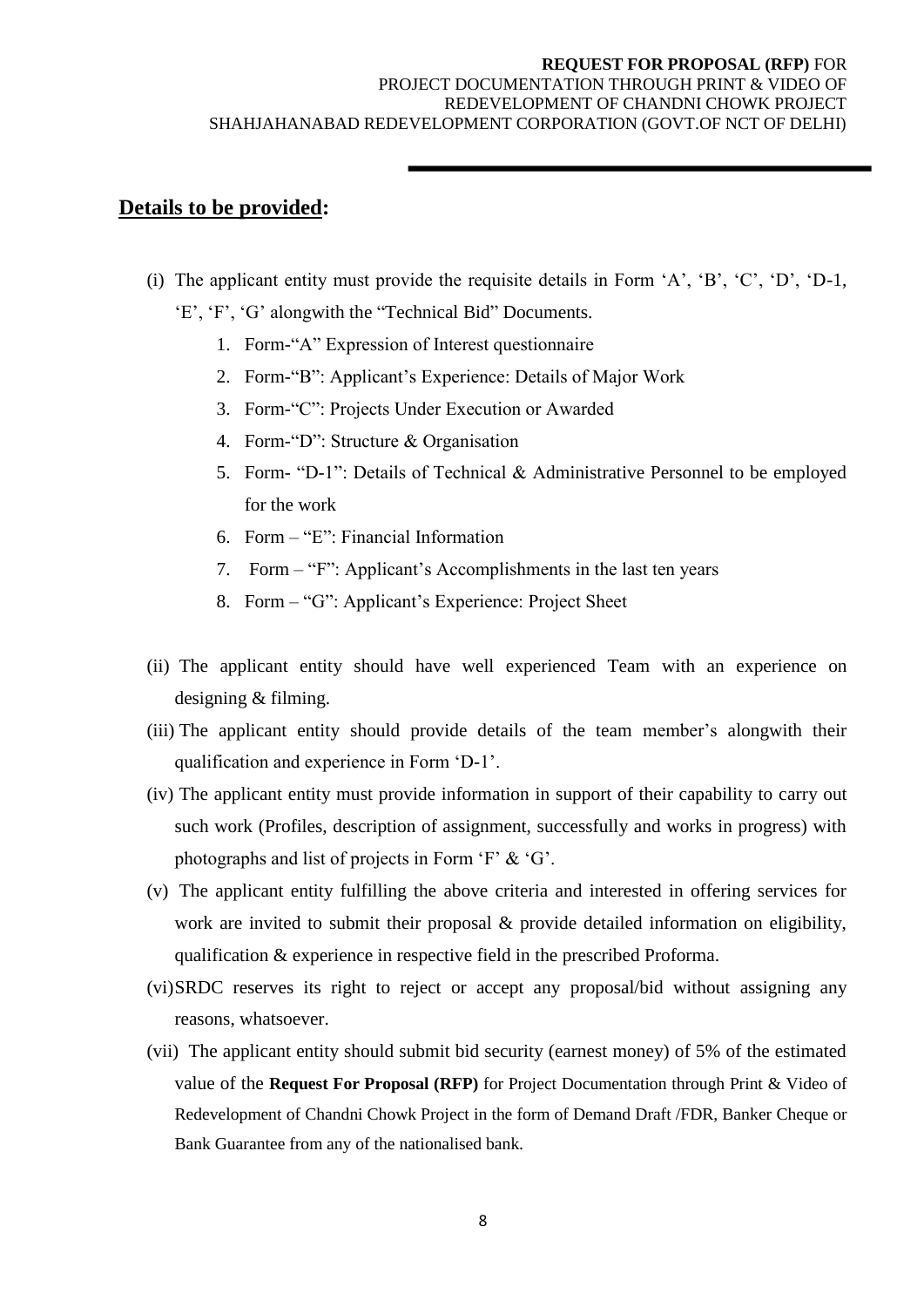## **Details to be provided:**

(i) The applicant entity must provide the requisite details in Form 'A', 'B', 'C', 'D', 'D-1, 'E', 'F', 'G' alongwith the "Technical Bid" Documents.

1. Form-"A" Expression of Interest questionnaire
2. Form-"B": Applicant's Experience: Details of Major Work
3. Form-"C": Projects Under Execution or Awarded
4. Form-"D": Structure & Organisation
5. Form- "D-1": Details of Technical & Administrative Personnel to be employed for the work
6. Form – "E": Financial Information
7. Form – "F": Applicant's Accomplishments in the last ten years
8. Form – "G": Applicant's Experience: Project Sheet

(ii) The applicant entity should have well experienced Team with an experience on designing & filming.

(iii) The applicant entity should provide details of the team member's alongwith their qualification and experience in Form 'D-1'.

(iv) The applicant entity must provide information in support of their capability to carry out such work (Profiles, description of assignment, successfully and works in progress) with photographs and list of projects in Form 'F' & 'G'.

(v) The applicant entity fulfilling the above criteria and interested in offering services for work are invited to submit their proposal & provide detailed information on eligibility, qualification & experience in respective field in the prescribed Proforma.

(vi) SRDC reserves its right to reject or accept any proposal/bid without assigning any reasons, whatsoever.

(vii) The applicant entity should submit bid security (earnest money) of 5% of the estimated value of the **Request For Proposal (RFP)** for Project Documentation through Print & Video of Redevelopment of Chandni Chowk Project in the form of Demand Draft /FDR, Banker Cheque or Bank Guarantee from any of the nationalised bank.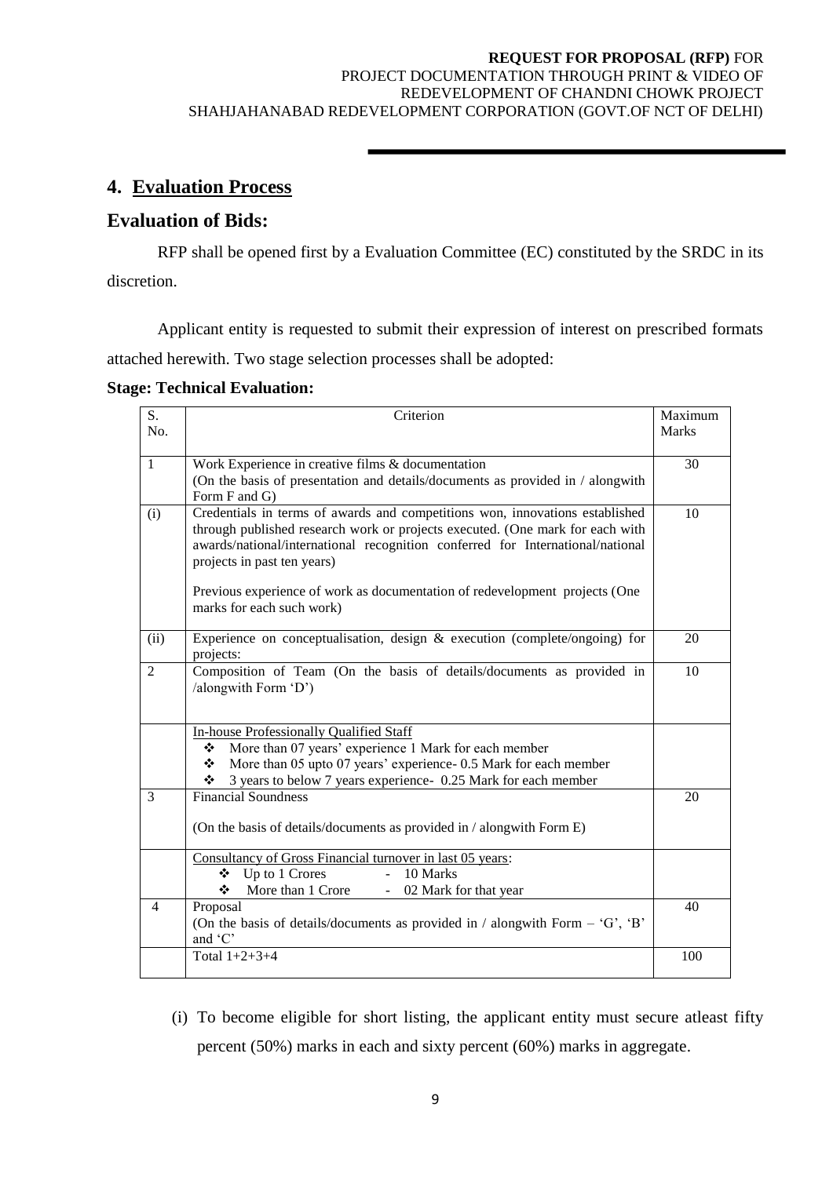## 4. Evaluation Process

## Evaluation of Bids:

RFP shall be opened first by a Evaluation Committee (EC) constituted by the SRDC in its discretion.

Applicant entity is requested to submit their expression of interest on prescribed formats attached herewith. Two stage selection processes shall be adopted:

**Stage: Technical Evaluation:**

| S. No. | Criterion | Maximum Marks |
|---|---|---|
| 1 | Work Experience in creative films & documentation<br>(On the basis of presentation and details/documents as provided in / alongwith Form F and G) | 30 |
| (i) | Credentials in terms of awards and competitions won, innovations established through published research work or projects executed. (One mark for each with awards/national/international recognition conferred for International/national projects in past ten years)<br><br>Previous experience of work as documentation of redevelopment projects (One marks for each such work) | 10 |
| (ii) | Experience on conceptualisation, design & execution (complete/ongoing) for projects: | 20 |
| 2 | Composition of Team (On the basis of details/documents as provided in /alongwith Form 'D') | 10 |
| | In-house Professionally Qualified Staff<br>❖ More than 07 years' experience 1 Mark for each member<br>❖ More than 05 upto 07 years' experience- 0.5 Mark for each member<br>❖ 3 years to below 7 years experience- 0.25 Mark for each member | |
| 3 | Financial Soundness<br><br>(On the basis of details/documents as provided in / alongwith Form E) | 20 |
| | Consultancy of Gross Financial turnover in last 05 years:<br>❖ Up to 1 Crores - 10 Marks<br>❖ More than 1 Crore - 02 Mark for that year | |
| 4 | Proposal<br>(On the basis of details/documents as provided in / alongwith Form – 'G', 'B' and 'C' | 40 |
| | Total 1+2+3+4 | 100 |

(i) To become eligible for short listing, the applicant entity must secure atleast fifty percent (50%) marks in each and sixty percent (60%) marks in aggregate.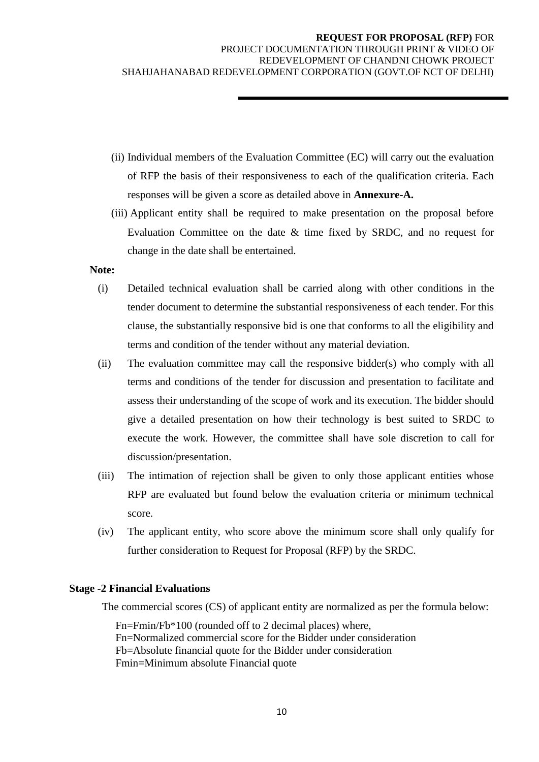(ii) Individual members of the Evaluation Committee (EC) will carry out the evaluation of RFP the basis of their responsiveness to each of the qualification criteria. Each responses will be given a score as detailed above in **Annexure-A.**

(iii) Applicant entity shall be required to make presentation on the proposal before Evaluation Committee on the date & time fixed by SRDC, and no request for change in the date shall be entertained.

**Note:**

(i) Detailed technical evaluation shall be carried along with other conditions in the tender document to determine the substantial responsiveness of each tender. For this clause, the substantially responsive bid is one that conforms to all the eligibility and terms and condition of the tender without any material deviation.

(ii) The evaluation committee may call the responsive bidder(s) who comply with all terms and conditions of the tender for discussion and presentation to facilitate and assess their understanding of the scope of work and its execution. The bidder should give a detailed presentation on how their technology is best suited to SRDC to execute the work. However, the committee shall have sole discretion to call for discussion/presentation.

(iii) The intimation of rejection shall be given to only those applicant entities whose RFP are evaluated but found below the evaluation criteria or minimum technical score.

(iv) The applicant entity, who score above the minimum score shall only qualify for further consideration to Request for Proposal (RFP) by the SRDC.

**Stage -2 Financial Evaluations**

The commercial scores (CS) of applicant entity are normalized as per the formula below:

$Fn = Fmin/Fb*100$ (rounded off to 2 decimal places) where,
Fn=Normalized commercial score for the Bidder under consideration
Fb=Absolute financial quote for the Bidder under consideration
Fmin=Minimum absolute Financial quote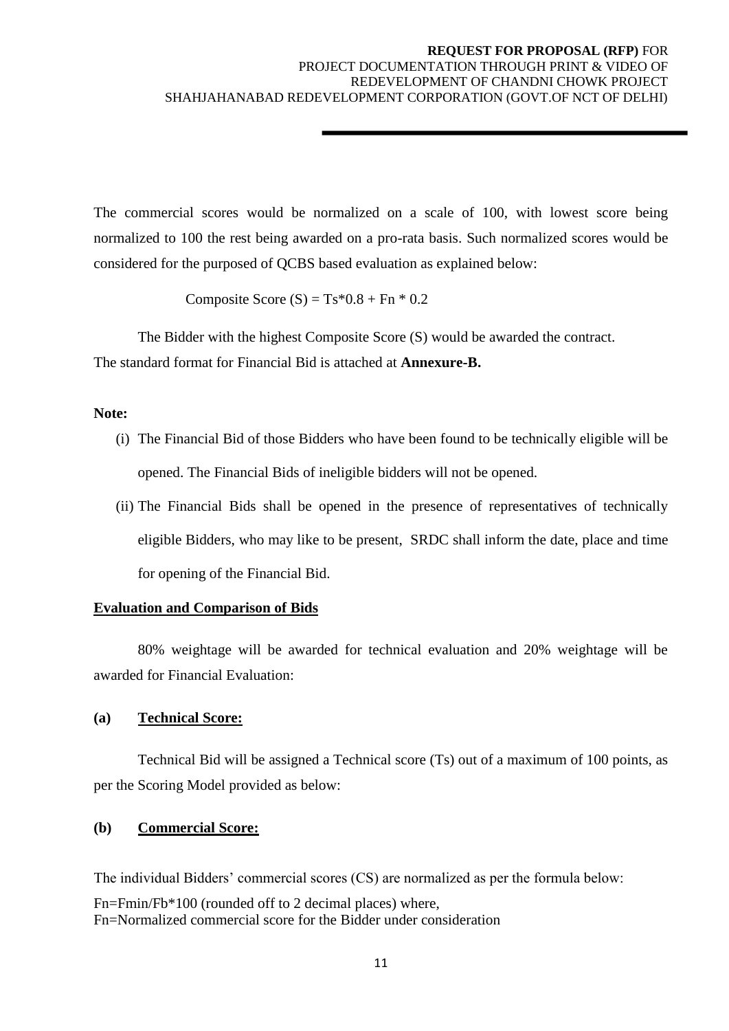The commercial scores would be normalized on a scale of 100, with lowest score being normalized to 100 the rest being awarded on a pro-rata basis. Such normalized scores would be considered for the purposed of QCBS based evaluation as explained below:

$$\text{Composite Score } (S) = Ts*0.8 + Fn * 0.2$$

The Bidder with the highest Composite Score (S) would be awarded the contract.
The standard format for Financial Bid is attached at **Annexure-B.**

**Note:**

(i) The Financial Bid of those Bidders who have been found to be technically eligible will be opened. The Financial Bids of ineligible bidders will not be opened.

(ii) The Financial Bids shall be opened in the presence of representatives of technically eligible Bidders, who may like to be present, SRDC shall inform the date, place and time for opening of the Financial Bid.

**Evaluation and Comparison of Bids**

80% weightage will be awarded for technical evaluation and 20% weightage will be awarded for Financial Evaluation:

**(a) Technical Score:**

Technical Bid will be assigned a Technical score (Ts) out of a maximum of 100 points, as per the Scoring Model provided as below:

**(b) Commercial Score:**

The individual Bidders' commercial scores (CS) are normalized as per the formula below:

$Fn = Fmin/Fb*100$ (rounded off to 2 decimal places) where,
$Fn$ = Normalized commercial score for the Bidder under consideration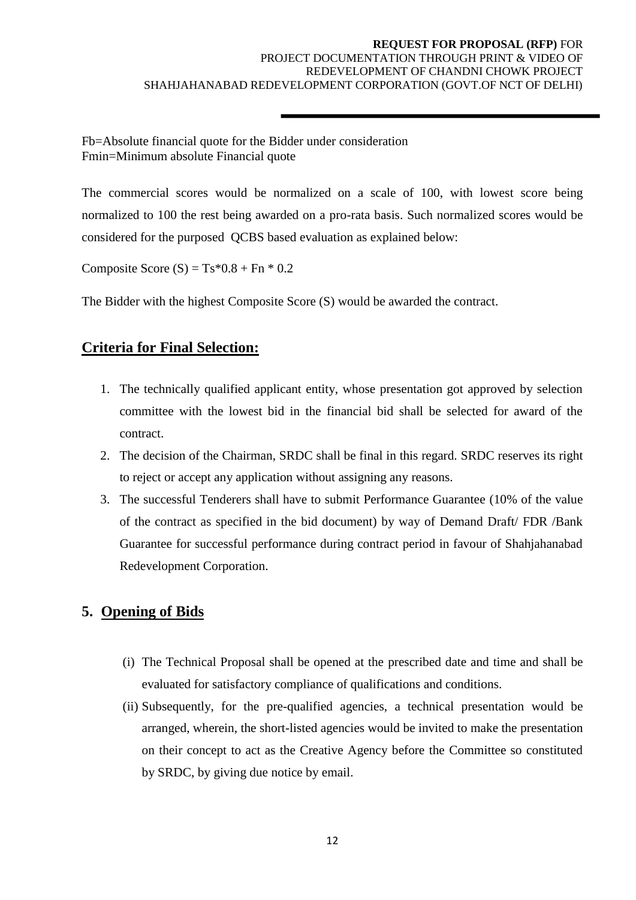$F_b$=Absolute financial quote for the Bidder under consideration
$F_{min}$=Minimum absolute Financial quote

The commercial scores would be normalized on a scale of 100, with lowest score being normalized to 100 the rest being awarded on a pro-rata basis. Such normalized scores would be considered for the purposed QCBS based evaluation as explained below:

Composite Score (S) = $Ts*0.8 + Fn * 0.2$

The Bidder with the highest Composite Score (S) would be awarded the contract.

## **Criteria for Final Selection:**

1. The technically qualified applicant entity, whose presentation got approved by selection committee with the lowest bid in the financial bid shall be selected for award of the contract.
2. The decision of the Chairman, SRDC shall be final in this regard. SRDC reserves its right to reject or accept any application without assigning any reasons.
3. The successful Tenderers shall have to submit Performance Guarantee (10% of the value of the contract as specified in the bid document) by way of Demand Draft/ FDR /Bank Guarantee for successful performance during contract period in favour of Shahjahanabad Redevelopment Corporation.

## 5. Opening of Bids

(i) The Technical Proposal shall be opened at the prescribed date and time and shall be evaluated for satisfactory compliance of qualifications and conditions.

(ii) Subsequently, for the pre-qualified agencies, a technical presentation would be arranged, wherein, the short-listed agencies would be invited to make the presentation on their concept to act as the Creative Agency before the Committee so constituted by SRDC, by giving due notice by email.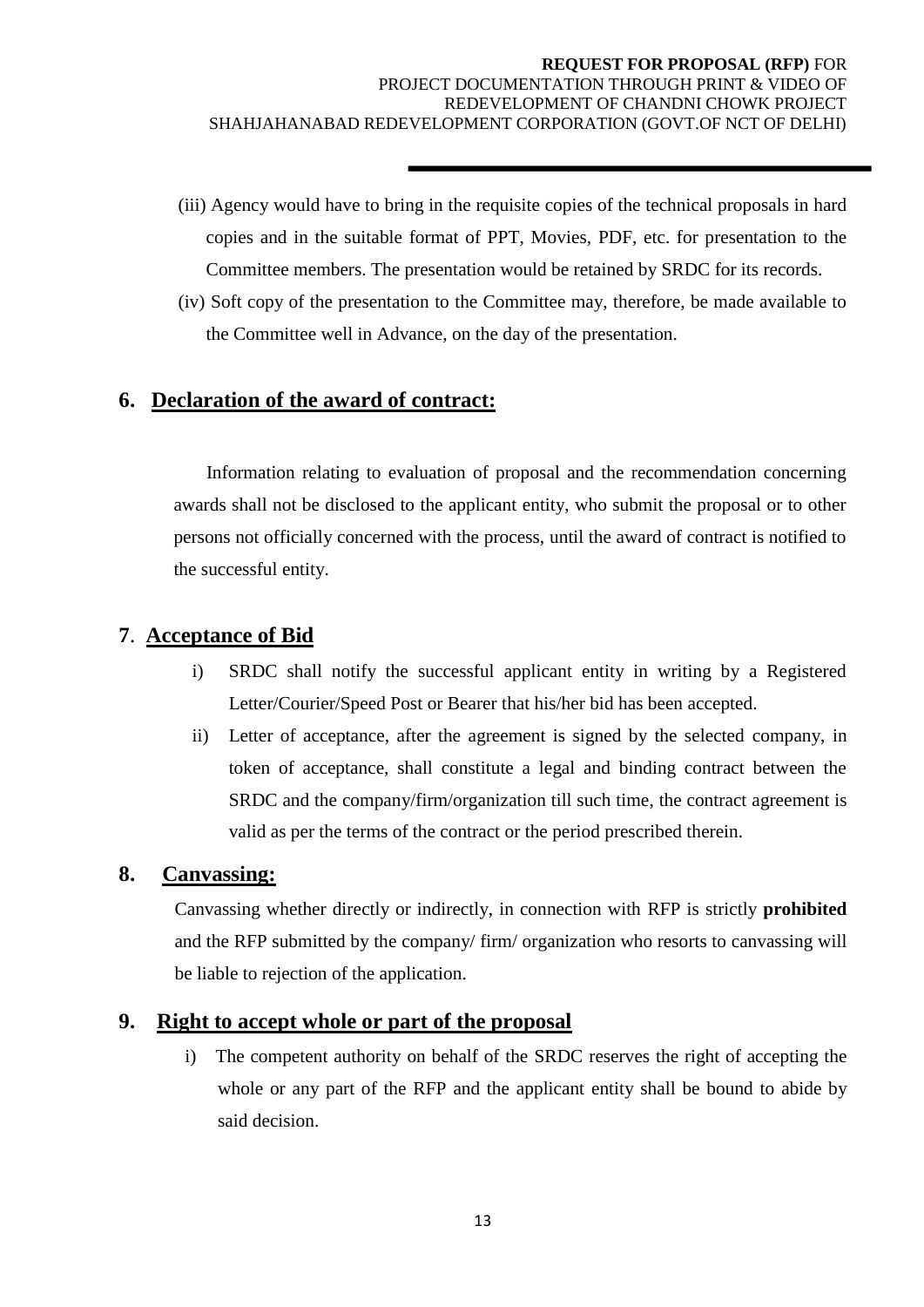(iii) Agency would have to bring in the requisite copies of the technical proposals in hard copies and in the suitable format of PPT, Movies, PDF, etc. for presentation to the Committee members. The presentation would be retained by SRDC for its records.

(iv) Soft copy of the presentation to the Committee may, therefore, be made available to the Committee well in Advance, on the day of the presentation.

## 6. Declaration of the award of contract:

Information relating to evaluation of proposal and the recommendation concerning awards shall not be disclosed to the applicant entity, who submit the proposal or to other persons not officially concerned with the process, until the award of contract is notified to the successful entity.

## 7. Acceptance of Bid

i) SRDC shall notify the successful applicant entity in writing by a Registered Letter/Courier/Speed Post or Bearer that his/her bid has been accepted.

ii) Letter of acceptance, after the agreement is signed by the selected company, in token of acceptance, shall constitute a legal and binding contract between the SRDC and the company/firm/organization till such time, the contract agreement is valid as per the terms of the contract or the period prescribed therein.

## 8. Canvassing:

Canvassing whether directly or indirectly, in connection with RFP is strictly **prohibited** and the RFP submitted by the company/ firm/ organization who resorts to canvassing will be liable to rejection of the application.

## 9. Right to accept whole or part of the proposal

i) The competent authority on behalf of the SRDC reserves the right of accepting the whole or any part of the RFP and the applicant entity shall be bound to abide by said decision.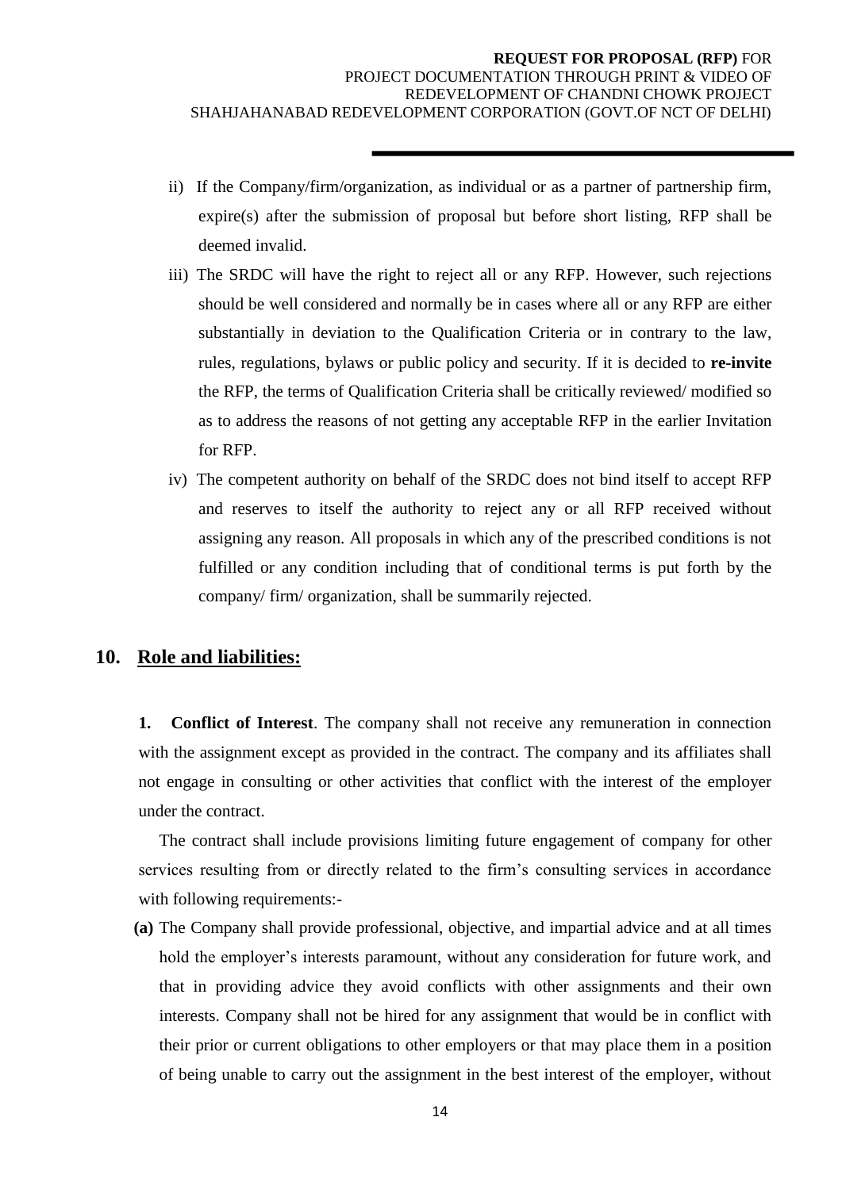ii) If the Company/firm/organization, as individual or as a partner of partnership firm, expire(s) after the submission of proposal but before short listing, RFP shall be deemed invalid.

iii) The SRDC will have the right to reject all or any RFP. However, such rejections should be well considered and normally be in cases where all or any RFP are either substantially in deviation to the Qualification Criteria or in contrary to the law, rules, regulations, bylaws or public policy and security. If it is decided to **re-invite** the RFP, the terms of Qualification Criteria shall be critically reviewed/ modified so as to address the reasons of not getting any acceptable RFP in the earlier Invitation for RFP.

iv) The competent authority on behalf of the SRDC does not bind itself to accept RFP and reserves to itself the authority to reject any or all RFP received without assigning any reason. All proposals in which any of the prescribed conditions is not fulfilled or any condition including that of conditional terms is put forth by the company/ firm/ organization, shall be summarily rejected.

## 10. Role and liabilities:

**1. Conflict of Interest**. The company shall not receive any remuneration in connection with the assignment except as provided in the contract. The company and its affiliates shall not engage in consulting or other activities that conflict with the interest of the employer under the contract.

The contract shall include provisions limiting future engagement of company for other services resulting from or directly related to the firm's consulting services in accordance with following requirements:-

**(a)** The Company shall provide professional, objective, and impartial advice and at all times hold the employer's interests paramount, without any consideration for future work, and that in providing advice they avoid conflicts with other assignments and their own interests. Company shall not be hired for any assignment that would be in conflict with their prior or current obligations to other employers or that may place them in a position of being unable to carry out the assignment in the best interest of the employer, without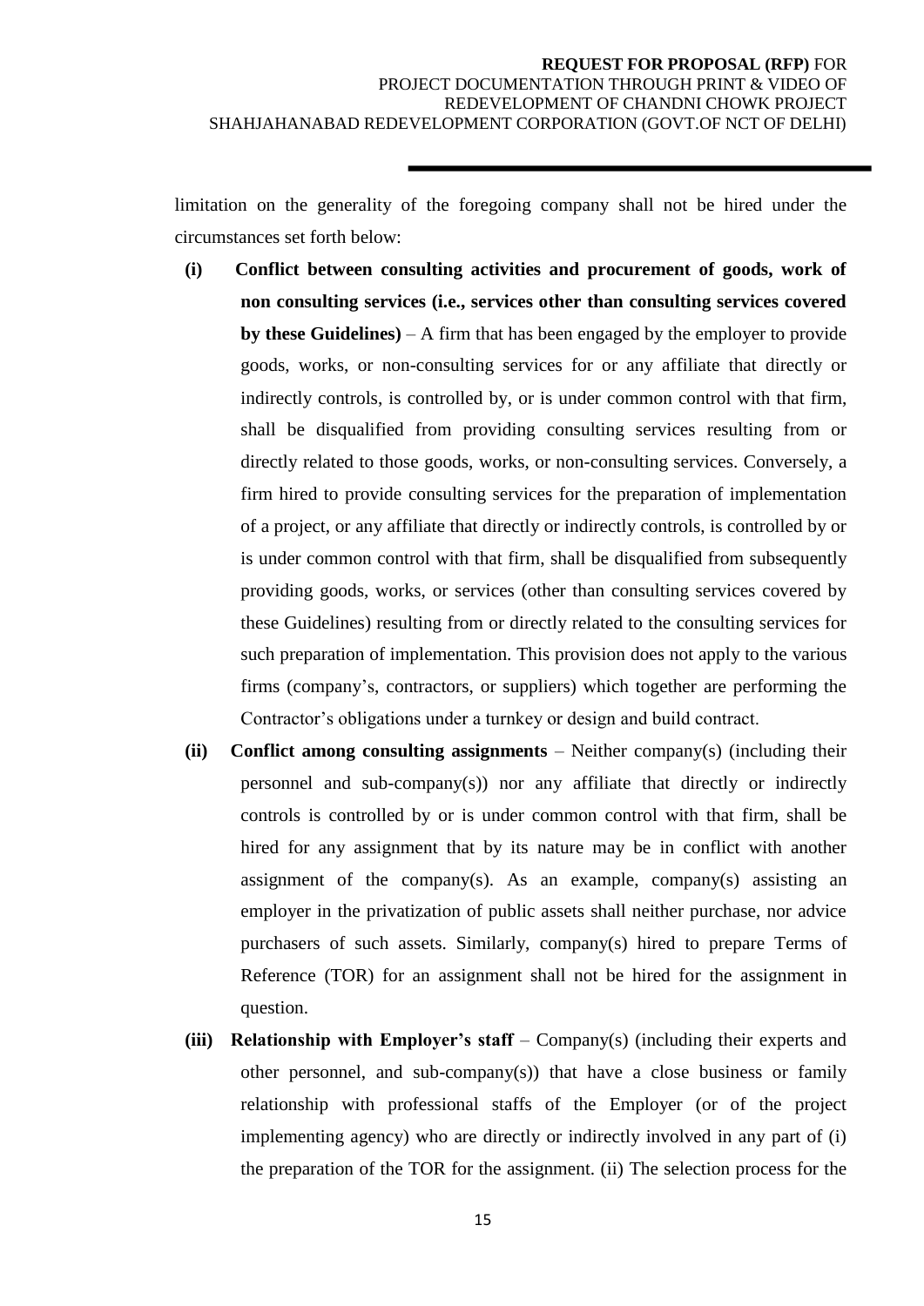limitation on the generality of the foregoing company shall not be hired under the circumstances set forth below:

**(i) Conflict between consulting activities and procurement of goods, work of non consulting services (i.e., services other than consulting services covered by these Guidelines)** – A firm that has been engaged by the employer to provide goods, works, or non-consulting services for or any affiliate that directly or indirectly controls, is controlled by, or is under common control with that firm, shall be disqualified from providing consulting services resulting from or directly related to those goods, works, or non-consulting services. Conversely, a firm hired to provide consulting services for the preparation of implementation of a project, or any affiliate that directly or indirectly controls, is controlled by or is under common control with that firm, shall be disqualified from subsequently providing goods, works, or services (other than consulting services covered by these Guidelines) resulting from or directly related to the consulting services for such preparation of implementation. This provision does not apply to the various firms (company's, contractors, or suppliers) which together are performing the Contractor's obligations under a turnkey or design and build contract.

**(ii) Conflict among consulting assignments** – Neither company(s) (including their personnel and sub-company(s)) nor any affiliate that directly or indirectly controls is controlled by or is under common control with that firm, shall be hired for any assignment that by its nature may be in conflict with another assignment of the company(s). As an example, company(s) assisting an employer in the privatization of public assets shall neither purchase, nor advice purchasers of such assets. Similarly, company(s) hired to prepare Terms of Reference (TOR) for an assignment shall not be hired for the assignment in question.

**(iii) Relationship with Employer's staff** – Company(s) (including their experts and other personnel, and sub-company(s)) that have a close business or family relationship with professional staffs of the Employer (or of the project implementing agency) who are directly or indirectly involved in any part of (i) the preparation of the TOR for the assignment. (ii) The selection process for the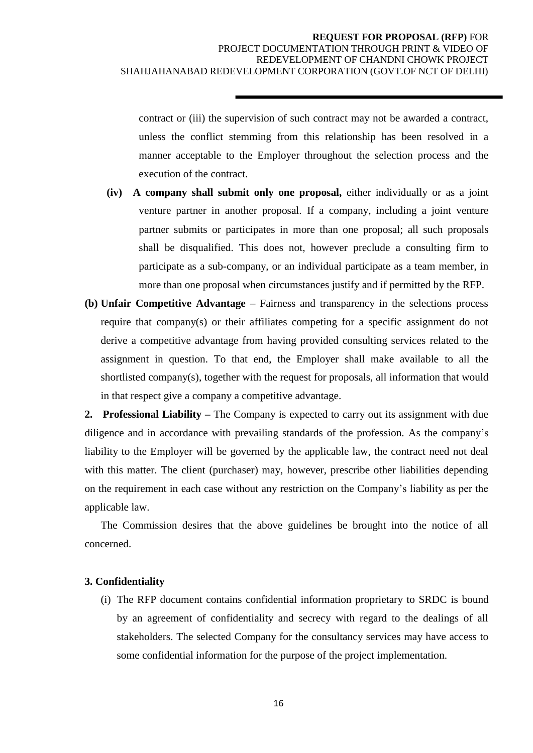contract or (iii) the supervision of such contract may not be awarded a contract, unless the conflict stemming from this relationship has been resolved in a manner acceptable to the Employer throughout the selection process and the execution of the contract.

(iv) **A company shall submit only one proposal,** either individually or as a joint venture partner in another proposal. If a company, including a joint venture partner submits or participates in more than one proposal; all such proposals shall be disqualified. This does not, however preclude a consulting firm to participate as a sub-company, or an individual participate as a team member, in more than one proposal when circumstances justify and if permitted by the RFP.

**(b) Unfair Competitive Advantage** – Fairness and transparency in the selections process require that company(s) or their affiliates competing for a specific assignment do not derive a competitive advantage from having provided consulting services related to the assignment in question. To that end, the Employer shall make available to all the shortlisted company(s), together with the request for proposals, all information that would in that respect give a company a competitive advantage.

**2. Professional Liability –** The Company is expected to carry out its assignment with due diligence and in accordance with prevailing standards of the profession. As the company's liability to the Employer will be governed by the applicable law, the contract need not deal with this matter. The client (purchaser) may, however, prescribe other liabilities depending on the requirement in each case without any restriction on the Company's liability as per the applicable law.

The Commission desires that the above guidelines be brought into the notice of all concerned.

**3. Confidentiality**

(i) The RFP document contains confidential information proprietary to SRDC is bound by an agreement of confidentiality and secrecy with regard to the dealings of all stakeholders. The selected Company for the consultancy services may have access to some confidential information for the purpose of the project implementation.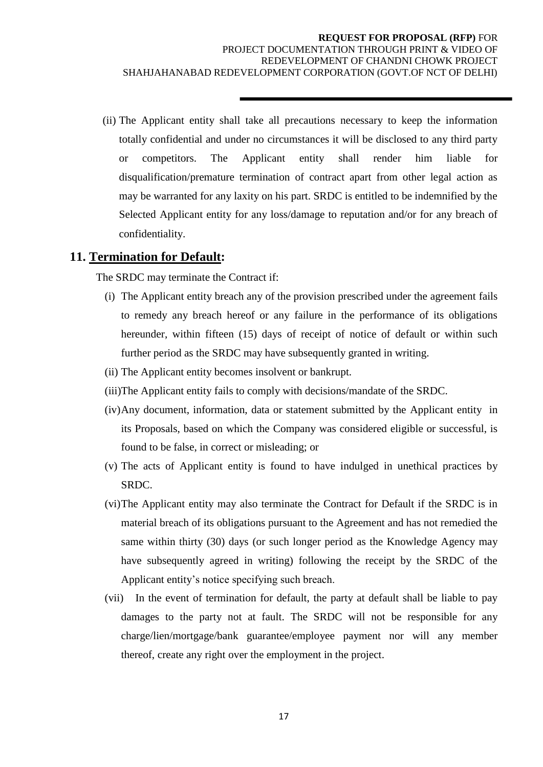(ii) The Applicant entity shall take all precautions necessary to keep the information totally confidential and under no circumstances it will be disclosed to any third party or competitors. The Applicant entity shall render him liable for disqualification/premature termination of contract apart from other legal action as may be warranted for any laxity on his part. SRDC is entitled to be indemnified by the Selected Applicant entity for any loss/damage to reputation and/or for any breach of confidentiality.

## 11. **Termination for Default:**

The SRDC may terminate the Contract if:

(i) The Applicant entity breach any of the provision prescribed under the agreement fails to remedy any breach hereof or any failure in the performance of its obligations hereunder, within fifteen (15) days of receipt of notice of default or within such further period as the SRDC may have subsequently granted in writing.

(ii) The Applicant entity becomes insolvent or bankrupt.

(iii) The Applicant entity fails to comply with decisions/mandate of the SRDC.

(iv) Any document, information, data or statement submitted by the Applicant entity in its Proposals, based on which the Company was considered eligible or successful, is found to be false, in correct or misleading; or

(v) The acts of Applicant entity is found to have indulged in unethical practices by SRDC.

(vi) The Applicant entity may also terminate the Contract for Default if the SRDC is in material breach of its obligations pursuant to the Agreement and has not remedied the same within thirty (30) days (or such longer period as the Knowledge Agency may have subsequently agreed in writing) following the receipt by the SRDC of the Applicant entity's notice specifying such breach.

(vii) In the event of termination for default, the party at default shall be liable to pay damages to the party not at fault. The SRDC will not be responsible for any charge/lien/mortgage/bank guarantee/employee payment nor will any member thereof, create any right over the employment in the project.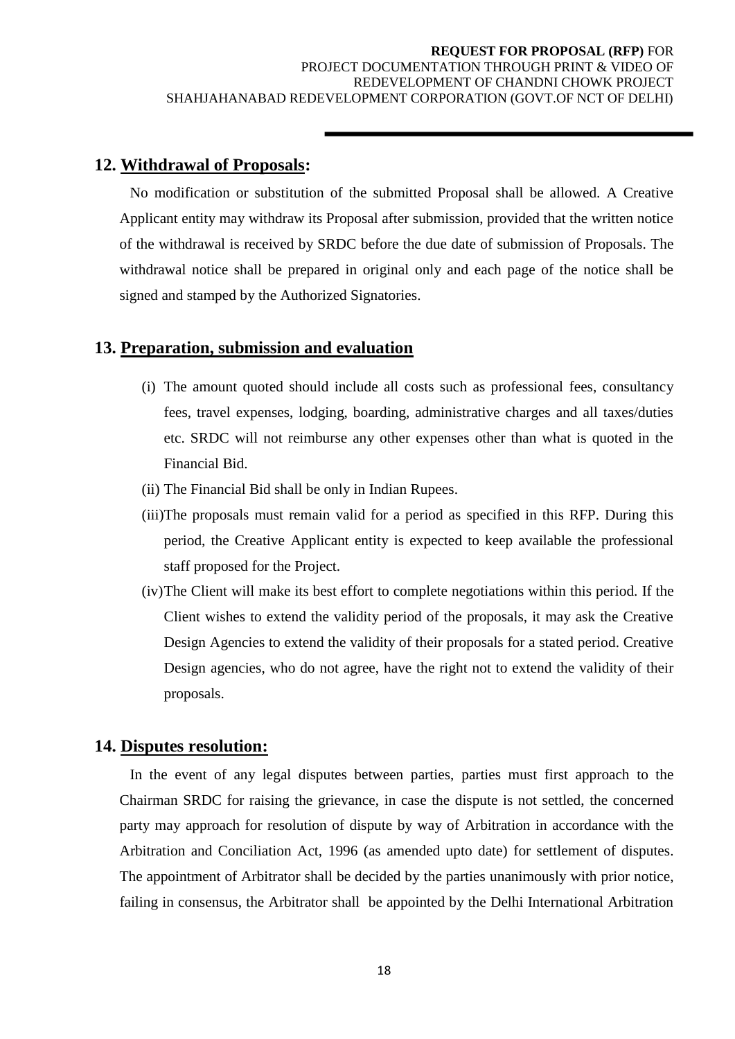## 12. Withdrawal of Proposals:

No modification or substitution of the submitted Proposal shall be allowed. A Creative Applicant entity may withdraw its Proposal after submission, provided that the written notice of the withdrawal is received by SRDC before the due date of submission of Proposals. The withdrawal notice shall be prepared in original only and each page of the notice shall be signed and stamped by the Authorized Signatories.

## 13. Preparation, submission and evaluation

(i) The amount quoted should include all costs such as professional fees, consultancy fees, travel expenses, lodging, boarding, administrative charges and all taxes/duties etc. SRDC will not reimburse any other expenses other than what is quoted in the Financial Bid.

(ii) The Financial Bid shall be only in Indian Rupees.

(iii) The proposals must remain valid for a period as specified in this RFP. During this period, the Creative Applicant entity is expected to keep available the professional staff proposed for the Project.

(iv) The Client will make its best effort to complete negotiations within this period. If the Client wishes to extend the validity period of the proposals, it may ask the Creative Design Agencies to extend the validity of their proposals for a stated period. Creative Design agencies, who do not agree, have the right not to extend the validity of their proposals.

## 14. Disputes resolution:

In the event of any legal disputes between parties, parties must first approach to the Chairman SRDC for raising the grievance, in case the dispute is not settled, the concerned party may approach for resolution of dispute by way of Arbitration in accordance with the Arbitration and Conciliation Act, 1996 (as amended upto date) for settlement of disputes. The appointment of Arbitrator shall be decided by the parties unanimously with prior notice, failing in consensus, the Arbitrator shall be appointed by the Delhi International Arbitration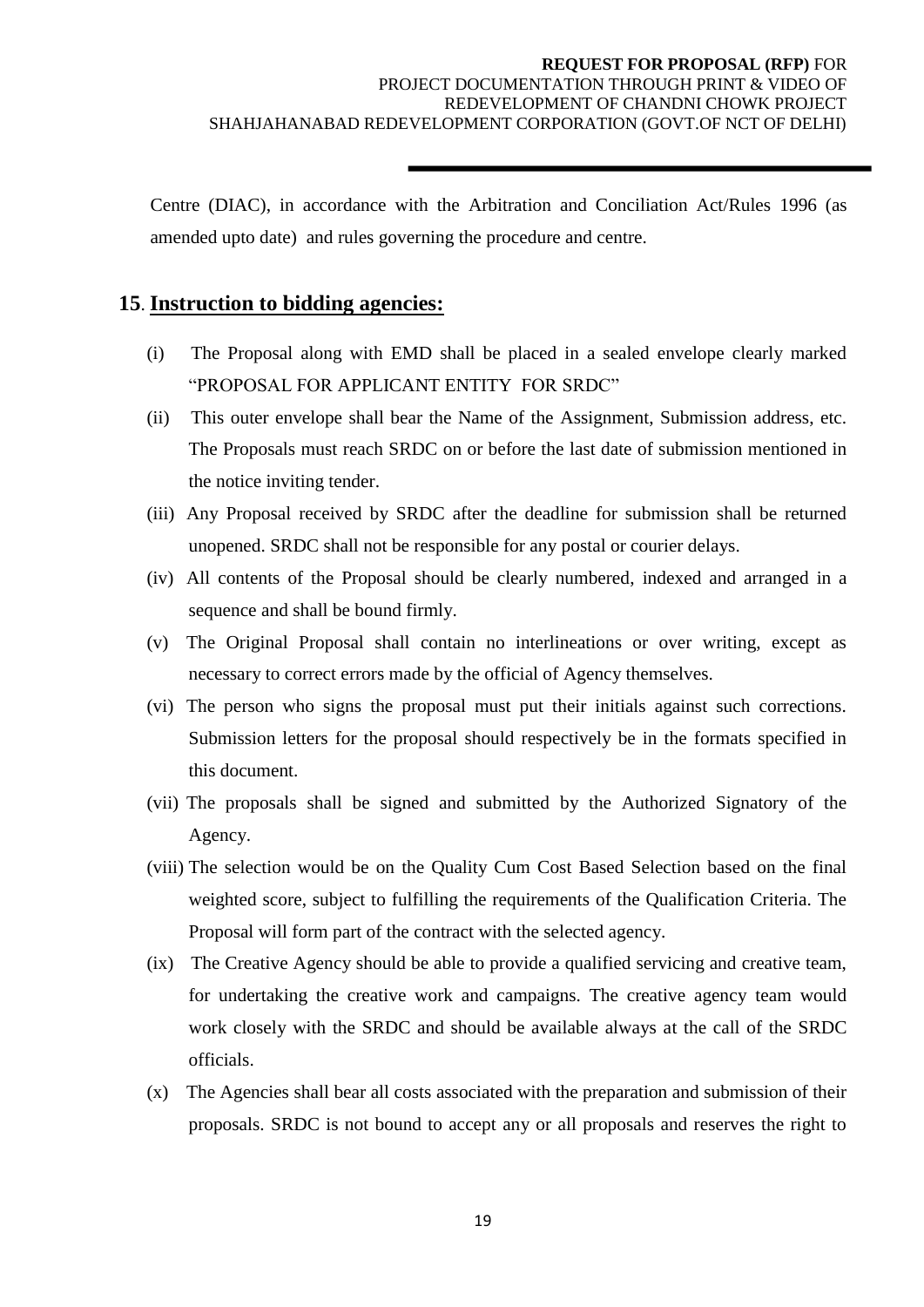Centre (DIAC), in accordance with the Arbitration and Conciliation Act/Rules 1996 (as amended upto date) and rules governing the procedure and centre.

## 15. Instruction to bidding agencies:

(i) The Proposal along with EMD shall be placed in a sealed envelope clearly marked "PROPOSAL FOR APPLICANT ENTITY FOR SRDC"

(ii) This outer envelope shall bear the Name of the Assignment, Submission address, etc. The Proposals must reach SRDC on or before the last date of submission mentioned in the notice inviting tender.

(iii) Any Proposal received by SRDC after the deadline for submission shall be returned unopened. SRDC shall not be responsible for any postal or courier delays.

(iv) All contents of the Proposal should be clearly numbered, indexed and arranged in a sequence and shall be bound firmly.

(v) The Original Proposal shall contain no interlineations or over writing, except as necessary to correct errors made by the official of Agency themselves.

(vi) The person who signs the proposal must put their initials against such corrections. Submission letters for the proposal should respectively be in the formats specified in this document.

(vii) The proposals shall be signed and submitted by the Authorized Signatory of the Agency.

(viii) The selection would be on the Quality Cum Cost Based Selection based on the final weighted score, subject to fulfilling the requirements of the Qualification Criteria. The Proposal will form part of the contract with the selected agency.

(ix) The Creative Agency should be able to provide a qualified servicing and creative team, for undertaking the creative work and campaigns. The creative agency team would work closely with the SRDC and should be available always at the call of the SRDC officials.

(x) The Agencies shall bear all costs associated with the preparation and submission of their proposals. SRDC is not bound to accept any or all proposals and reserves the right to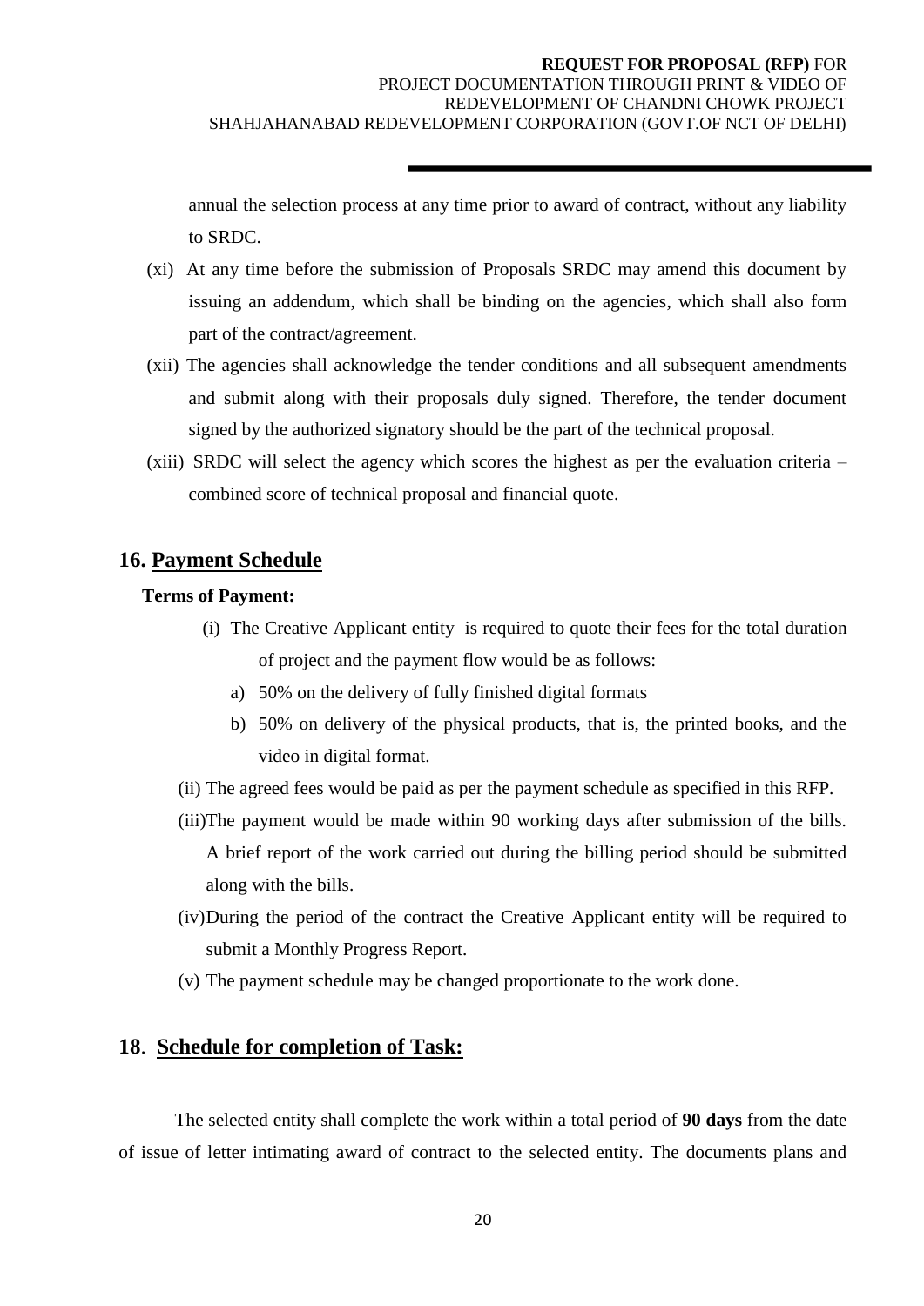annual the selection process at any time prior to award of contract, without any liability to SRDC.

(xi) At any time before the submission of Proposals SRDC may amend this document by issuing an addendum, which shall be binding on the agencies, which shall also form part of the contract/agreement.

(xii) The agencies shall acknowledge the tender conditions and all subsequent amendments and submit along with their proposals duly signed. Therefore, the tender document signed by the authorized signatory should be the part of the technical proposal.

(xiii) SRDC will select the agency which scores the highest as per the evaluation criteria – combined score of technical proposal and financial quote.

## 16. Payment Schedule

**Terms of Payment:**

(i) The Creative Applicant entity is required to quote their fees for the total duration of project and the payment flow would be as follows:

a) 50% on the delivery of fully finished digital formats

b) 50% on delivery of the physical products, that is, the printed books, and the video in digital format.

(ii) The agreed fees would be paid as per the payment schedule as specified in this RFP.

(iii) The payment would be made within 90 working days after submission of the bills. A brief report of the work carried out during the billing period should be submitted along with the bills.

(iv) During the period of the contract the Creative Applicant entity will be required to submit a Monthly Progress Report.

(v) The payment schedule may be changed proportionate to the work done.

## 18. Schedule for completion of Task:

The selected entity shall complete the work within a total period of **90 days** from the date of issue of letter intimating award of contract to the selected entity. The documents plans and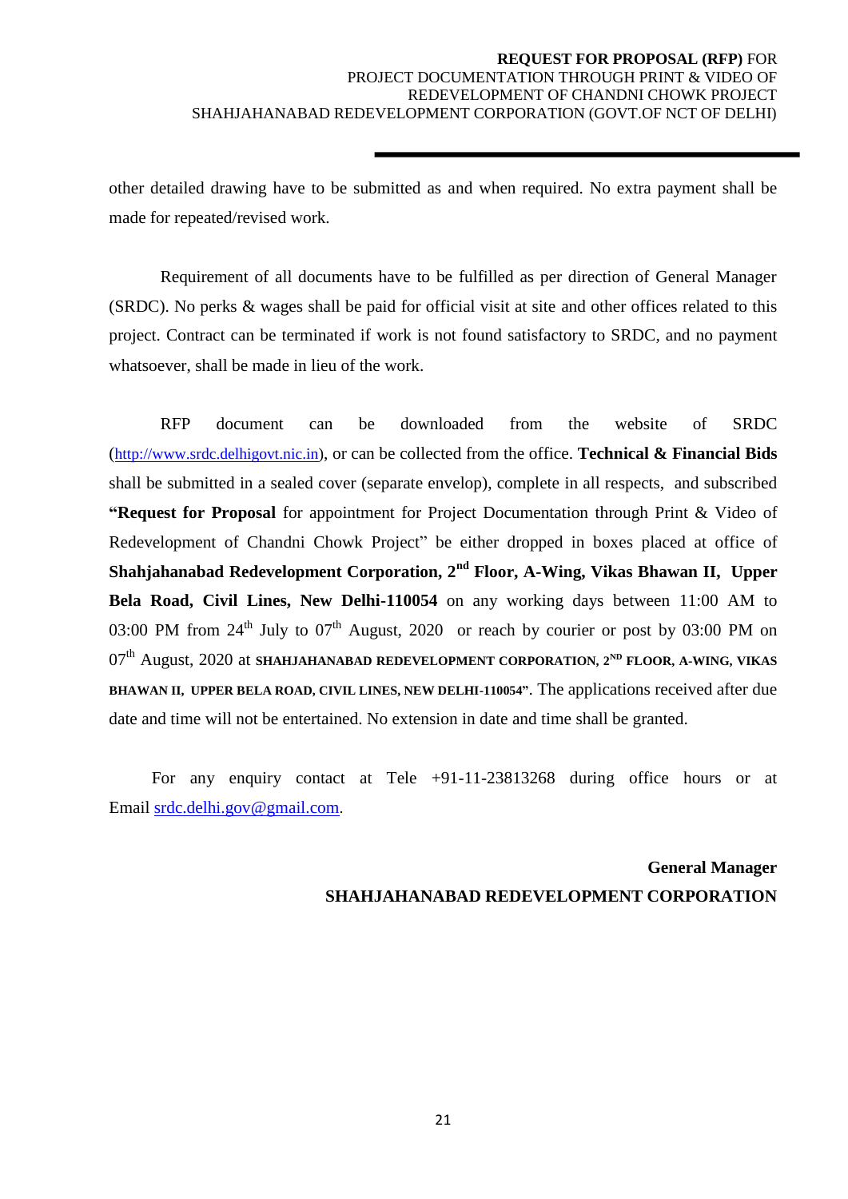other detailed drawing have to be submitted as and when required. No extra payment shall be made for repeated/revised work.

Requirement of all documents have to be fulfilled as per direction of General Manager (SRDC). No perks & wages shall be paid for official visit at site and other offices related to this project. Contract can be terminated if work is not found satisfactory to SRDC, and no payment whatsoever, shall be made in lieu of the work.

RFP document can be downloaded from the website of SRDC (http://www.srdc.delhigovt.nic.in), or can be collected from the office. **Technical & Financial Bids** shall be submitted in a sealed cover (separate envelop), complete in all respects, and subscribed **"Request for Proposal** for appointment for Project Documentation through Print & Video of Redevelopment of Chandni Chowk Project" be either dropped in boxes placed at office of **Shahjahanabad Redevelopment Corporation, 2nd Floor, A-Wing, Vikas Bhawan II, Upper Bela Road, Civil Lines, New Delhi-110054** on any working days between 11:00 AM to 03:00 PM from 24th July to 07th August, 2020 or reach by courier or post by 03:00 PM on 07th August, 2020 at **SHAHJAHANABAD REDEVELOPMENT CORPORATION, 2ND FLOOR, A-WING, VIKAS BHAWAN II, UPPER BELA ROAD, CIVIL LINES, NEW DELHI-110054"**. The applications received after due date and time will not be entertained. No extension in date and time shall be granted.

For any enquiry contact at Tele +91-11-23813268 during office hours or at Email srdc.delhi.gov@gmail.com.

**General Manager**
**SHAHJAHANABAD REDEVELOPMENT CORPORATION**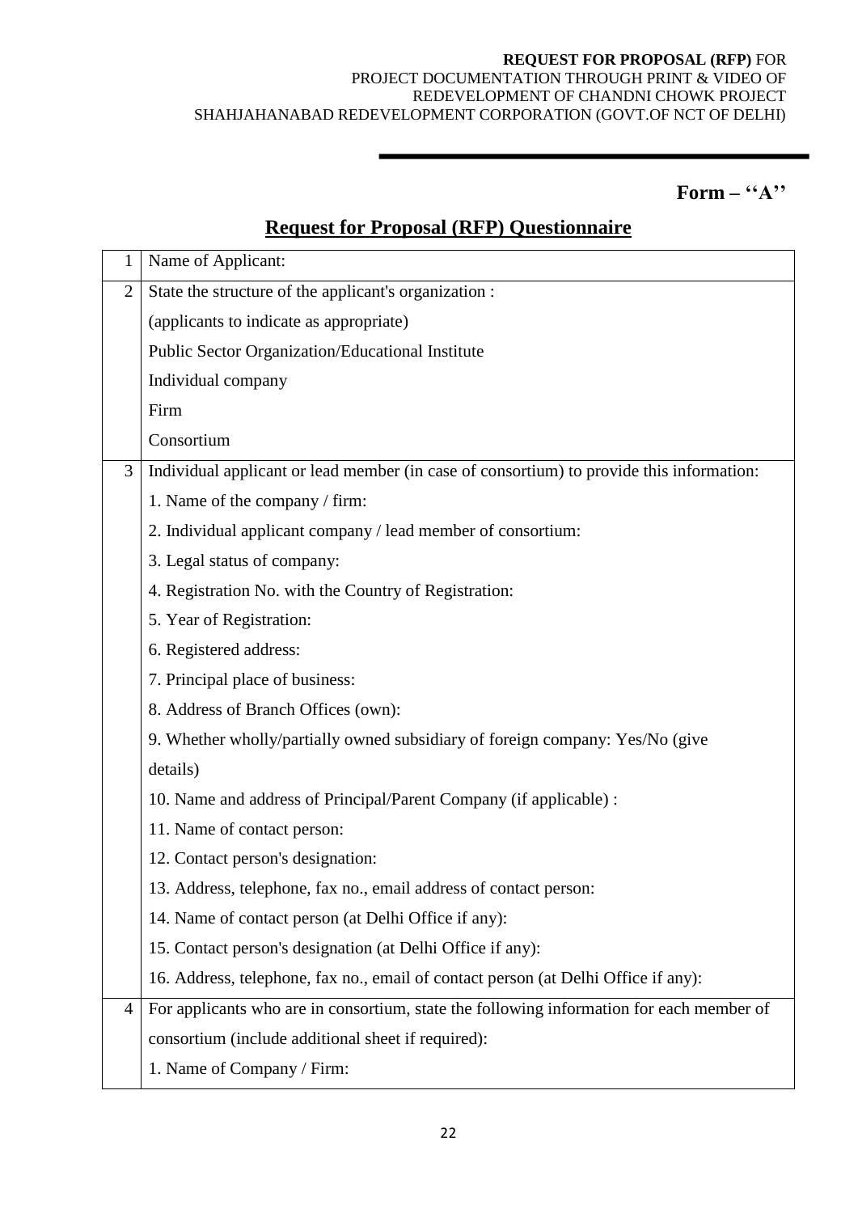**Form – ''A''**

## Request for Proposal (RFP) Questionnaire

| | |
|---|---|
| 1 | Name of Applicant: |
| 2 | State the structure of the applicant's organization :<br>(applicants to indicate as appropriate)<br>Public Sector Organization/Educational Institute<br>Individual company<br>Firm<br>Consortium |
| 3 | Individual applicant or lead member (in case of consortium) to provide this information:<br>1. Name of the company / firm:<br>2. Individual applicant company / lead member of consortium:<br>3. Legal status of company:<br>4. Registration No. with the Country of Registration:<br>5. Year of Registration:<br>6. Registered address:<br>7. Principal place of business:<br>8. Address of Branch Offices (own):<br>9. Whether wholly/partially owned subsidiary of foreign company: Yes/No (give details)<br>10. Name and address of Principal/Parent Company (if applicable) :<br>11. Name of contact person:<br>12. Contact person's designation:<br>13. Address, telephone, fax no., email address of contact person:<br>14. Name of contact person (at Delhi Office if any):<br>15. Contact person's designation (at Delhi Office if any):<br>16. Address, telephone, fax no., email of contact person (at Delhi Office if any): |
| 4 | For applicants who are in consortium, state the following information for each member of consortium (include additional sheet if required):<br>1. Name of Company / Firm: |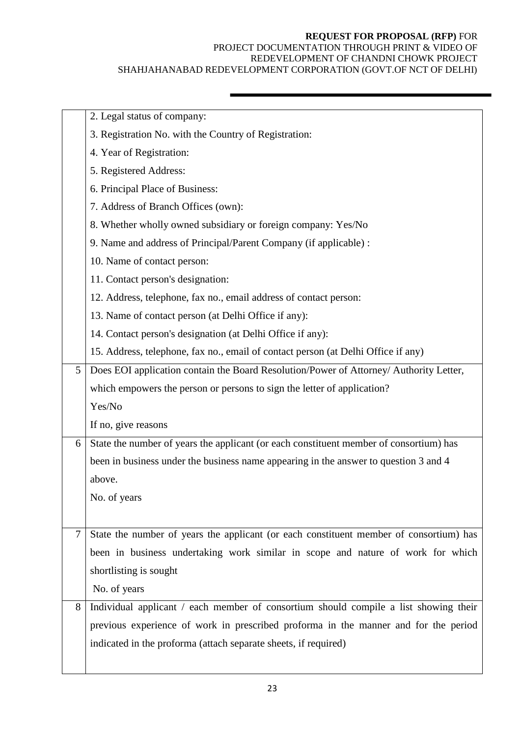| | |
|---|---|
| | 2. Legal status of company:<br>3. Registration No. with the Country of Registration:<br>4. Year of Registration:<br>5. Registered Address:<br>6. Principal Place of Business:<br>7. Address of Branch Offices (own):<br>8. Whether wholly owned subsidiary or foreign company: Yes/No<br>9. Name and address of Principal/Parent Company (if applicable) :<br>10. Name of contact person:<br>11. Contact person's designation:<br>12. Address, telephone, fax no., email address of contact person:<br>13. Name of contact person (at Delhi Office if any):<br>14. Contact person's designation (at Delhi Office if any):<br>15. Address, telephone, fax no., email of contact person (at Delhi Office if any) |
| 5 | Does EOI application contain the Board Resolution/Power of Attorney/ Authority Letter, which empowers the person or persons to sign the letter of application?<br>Yes/No<br>If no, give reasons |
| 6 | State the number of years the applicant (or each constituent member of consortium) has been in business under the business name appearing in the answer to question 3 and 4 above.<br>No. of years |
| 7 | State the number of years the applicant (or each constituent member of consortium) has been in business undertaking work similar in scope and nature of work for which shortlisting is sought<br>No. of years |
| 8 | Individual applicant / each member of consortium should compile a list showing their previous experience of work in prescribed proforma in the manner and for the period indicated in the proforma (attach separate sheets, if required) |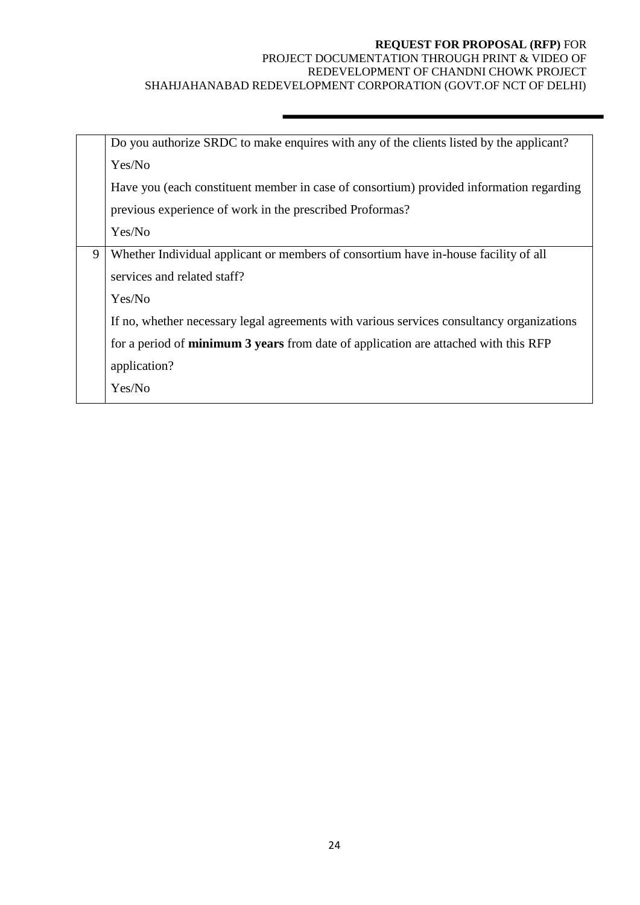|   |   |
|---|---|
|   | Do you authorize SRDC to make enquires with any of the clients listed by the applicant?<br>Yes/No<br>Have you (each constituent member in case of consortium) provided information regarding previous experience of work in the prescribed Proformas?<br>Yes/No |
| 9 | Whether Individual applicant or members of consortium have in-house facility of all services and related staff?<br>Yes/No<br>If no, whether necessary legal agreements with various services consultancy organizations for a period of **minimum 3 years** from date of application are attached with this RFP application?<br>Yes/No |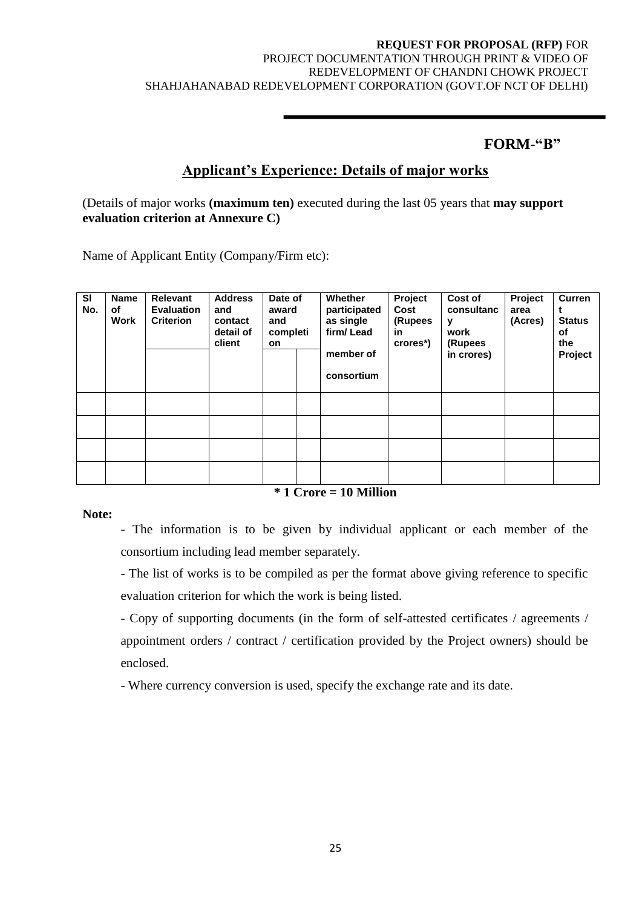## FORM-"B"

## Applicant's Experience: Details of major works

(Details of major works **(maximum ten)** executed during the last 05 years that **may support evaluation criterion at Annexure C)**

Name of Applicant Entity (Company/Firm etc):

| Sl No. | Name of Work | Relevant Evaluation Criterion | Address and contact detail of client | Date of award and completion | | Whether participated as single firm/ Lead member of consortium | Project Cost (Rupees in crores*) | Cost of consultancy work (Rupees in crores) | Project area (Acres) | Current Status of the Project |
|---|---|---|---|---|---|---|---|---|---|---|
| | | | | | | | | | | |
| | | | | | | | | | | |
| | | | | | | | | | | |
| | | | | | | | | | | |
| | | | | | | | | | | |

**\* 1 Crore = 10 Million**

**Note:**

- The information is to be given by individual applicant or each member of the consortium including lead member separately.
- The list of works is to be compiled as per the format above giving reference to specific evaluation criterion for which the work is being listed.
- Copy of supporting documents (in the form of self-attested certificates / agreements / appointment orders / contract / certification provided by the Project owners) should be enclosed.
- Where currency conversion is used, specify the exchange rate and its date.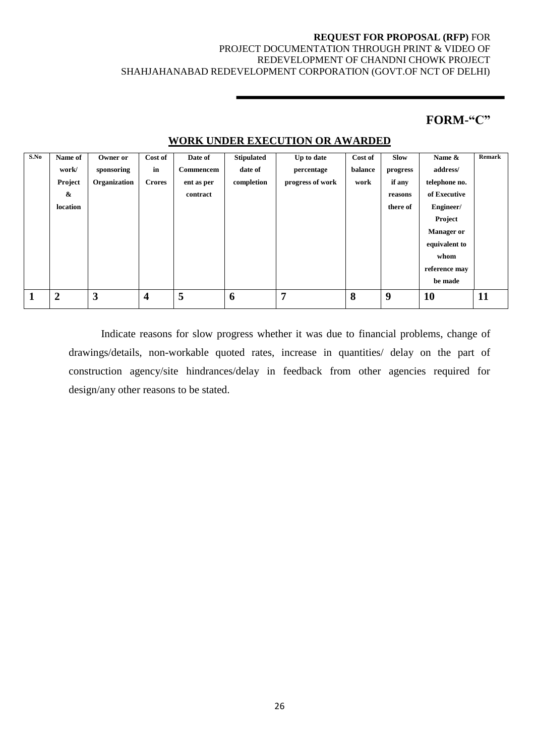## FORM-"C"

### WORK UNDER EXECUTION OR AWARDED

| S.No | Name of work/ Project & location | Owner or sponsoring Organization | Cost of in Crores | Date of Commencement as per contract | Stipulated date of completion | Up to date percentage progress of work | Cost of balance work | Slow progress if any reasons there of | Name & address/ telephone no. of Executive Engineer/ Project Manager or equivalent to whom reference may be made | Remark |
|---|---|---|---|---|---|---|---|---|---|---|
| 1 | 2 | 3 | 4 | 5 | 6 | 7 | 8 | 9 | 10 | 11 |

Indicate reasons for slow progress whether it was due to financial problems, change of drawings/details, non-workable quoted rates, increase in quantities/ delay on the part of construction agency/site hindrances/delay in feedback from other agencies required for design/any other reasons to be stated.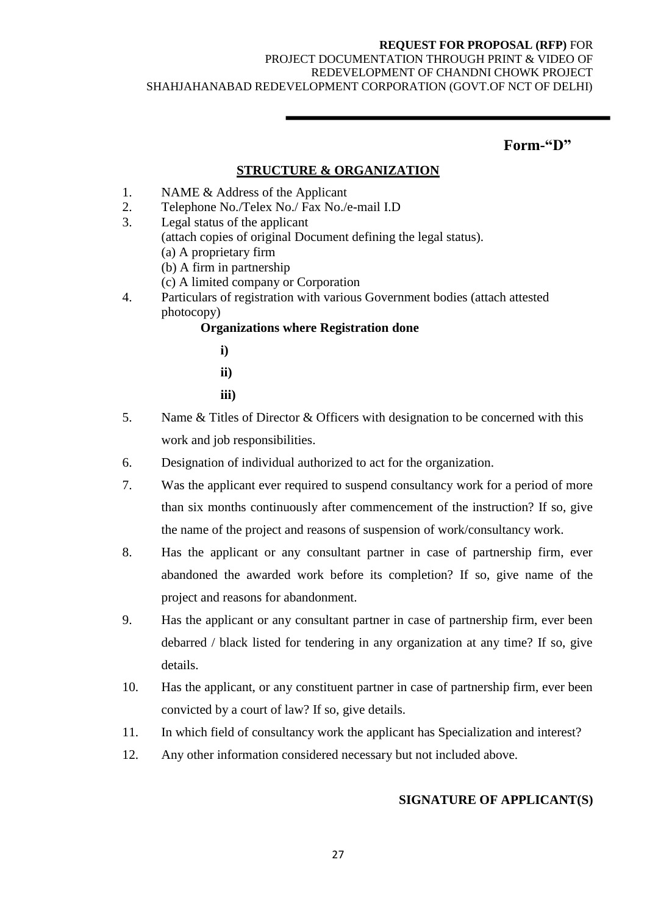**Form-"D"**

## STRUCTURE & ORGANIZATION

1. NAME & Address of the Applicant
2. Telephone No./Telex No./ Fax No./e-mail I.D
3. Legal status of the applicant
   (attach copies of original Document defining the legal status).
   (a) A proprietary firm
   (b) A firm in partnership
   (c) A limited company or Corporation
4. Particulars of registration with various Government bodies (attach attested photocopy)

   **Organizations where Registration done**

   **i)**

   **ii)**

   **iii)**

5. Name & Titles of Director & Officers with designation to be concerned with this work and job responsibilities.
6. Designation of individual authorized to act for the organization.
7. Was the applicant ever required to suspend consultancy work for a period of more than six months continuously after commencement of the instruction? If so, give the name of the project and reasons of suspension of work/consultancy work.
8. Has the applicant or any consultant partner in case of partnership firm, ever abandoned the awarded work before its completion? If so, give name of the project and reasons for abandonment.
9. Has the applicant or any consultant partner in case of partnership firm, ever been debarred / black listed for tendering in any organization at any time? If so, give details.
10. Has the applicant, or any constituent partner in case of partnership firm, ever been convicted by a court of law? If so, give details.
11. In which field of consultancy work the applicant has Specialization and interest?
12. Any other information considered necessary but not included above.

**SIGNATURE OF APPLICANT(S)**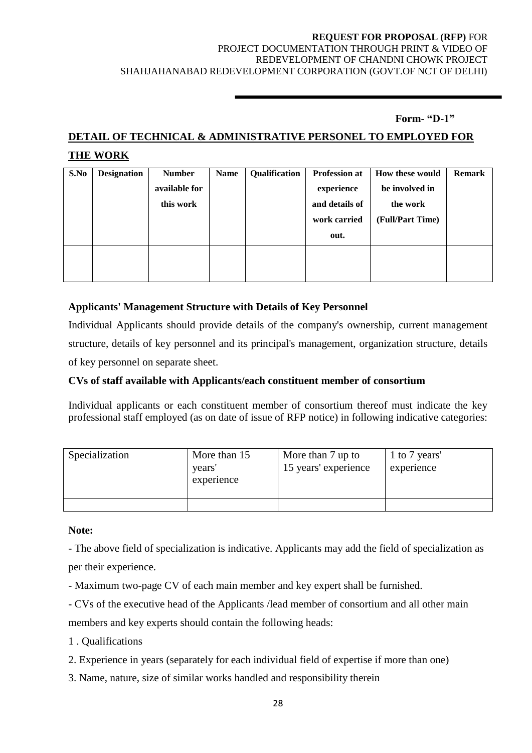**Form- "D-1"**

## DETAIL OF TECHNICAL & ADMINISTRATIVE PERSONEL TO EMPLOYED FOR THE WORK

| S.No | Designation | Number available for this work | Name | Qualification | Profession at experience and details of work carried out. | How these would be involved in the work (Full/Part Time) | Remark |
|---|---|---|---|---|---|---|---|
| | | | | | | | |

**Applicants' Management Structure with Details of Key Personnel**

Individual Applicants should provide details of the company's ownership, current management structure, details of key personnel and its principal's management, organization structure, details of key personnel on separate sheet.

**CVs of staff available with Applicants/each constituent member of consortium**

Individual applicants or each constituent member of consortium thereof must indicate the key professional staff employed (as on date of issue of RFP notice) in following indicative categories:

| Specialization | More than 15 years' experience | More than 7 up to 15 years' experience | 1 to 7 years' experience |
|---|---|---|---|
| | | | |

**Note:**

- The above field of specialization is indicative. Applicants may add the field of specialization as per their experience.
- Maximum two-page CV of each main member and key expert shall be furnished.
- CVs of the executive head of the Applicants /lead member of consortium and all other main members and key experts should contain the following heads:

1 . Qualifications

2. Experience in years (separately for each individual field of expertise if more than one)

3. Name, nature, size of similar works handled and responsibility therein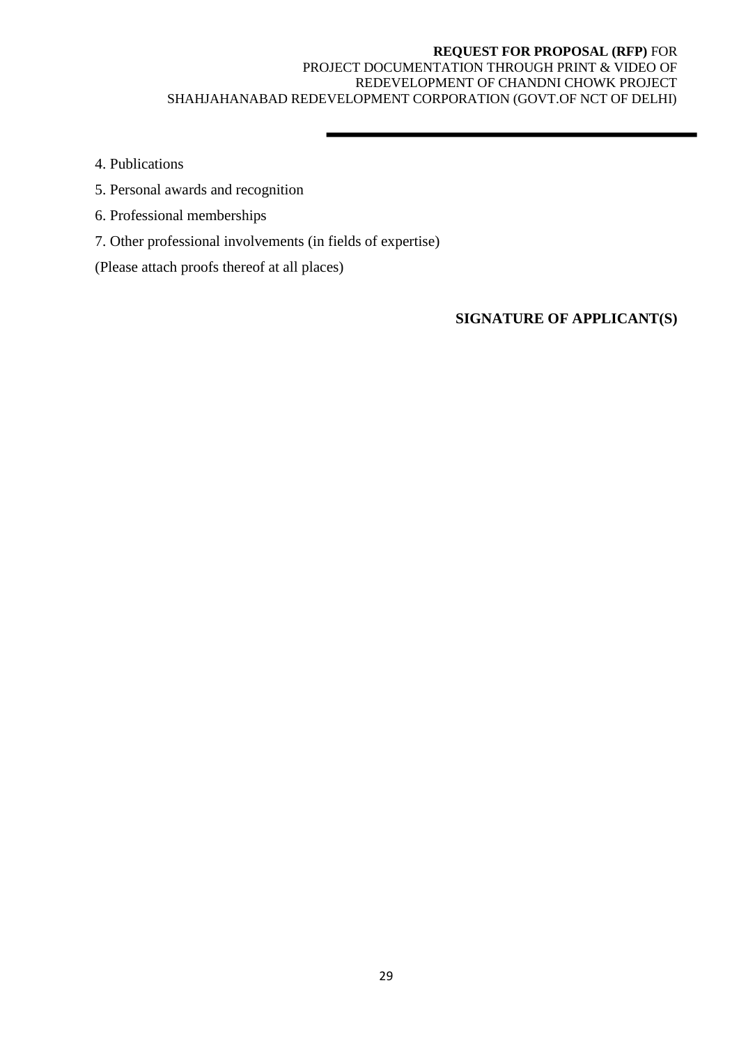4. Publications

5. Personal awards and recognition

6. Professional memberships

7. Other professional involvements (in fields of expertise)

(Please attach proofs thereof at all places)

**SIGNATURE OF APPLICANT(S)**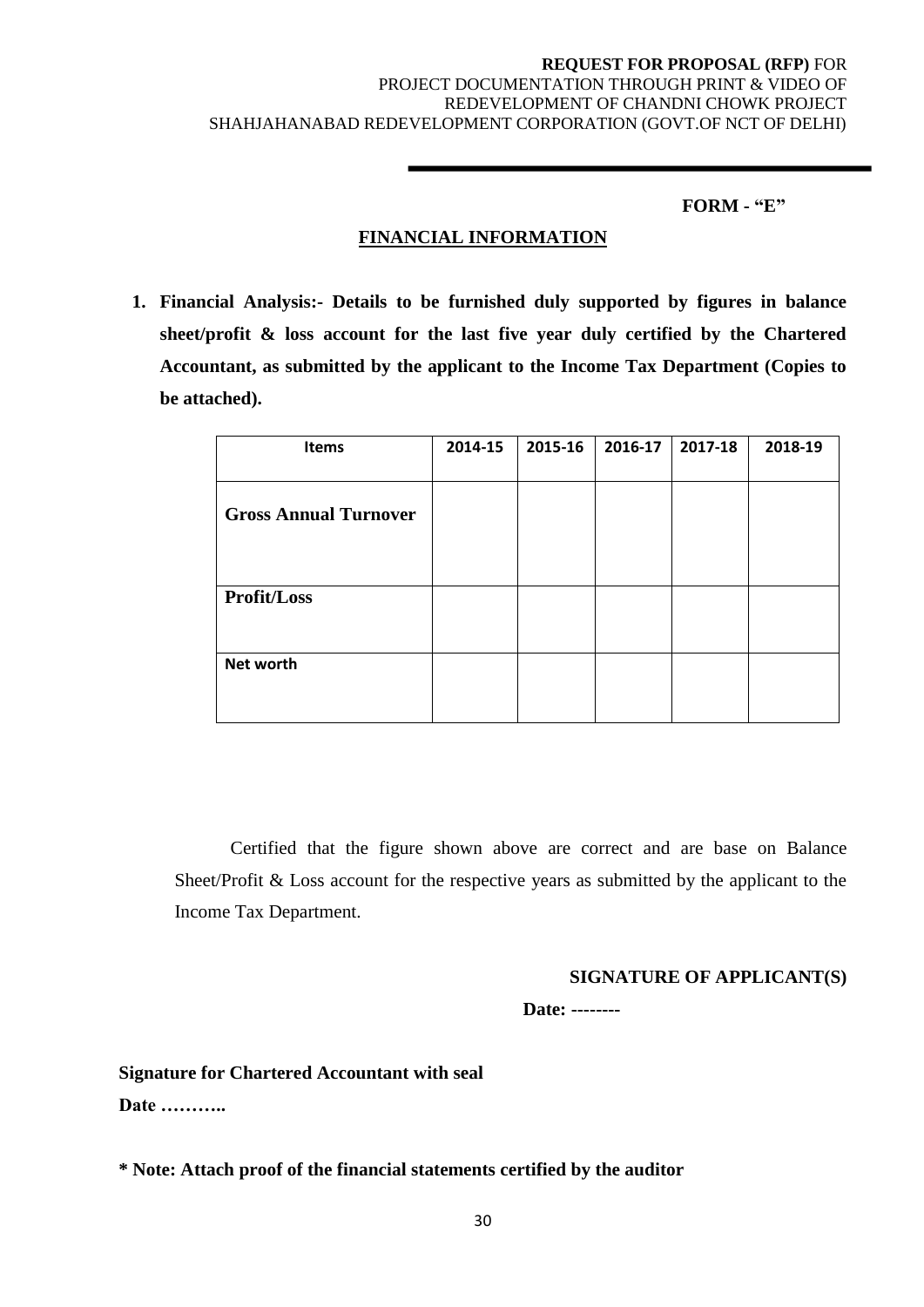**FORM - "E"**

## FINANCIAL INFORMATION

1. **Financial Analysis:- Details to be furnished duly supported by figures in balance sheet/profit & loss account for the last five year duly certified by the Chartered Accountant, as submitted by the applicant to the Income Tax Department (Copies to be attached).**

| Items | 2014-15 | 2015-16 | 2016-17 | 2017-18 | 2018-19 |
|---|---|---|---|---|---|
| **Gross Annual Turnover** | | | | | |
| **Profit/Loss** | | | | | |
| **Net worth** | | | | | |

Certified that the figure shown above are correct and are base on Balance Sheet/Profit & Loss account for the respective years as submitted by the applicant to the Income Tax Department.

**SIGNATURE OF APPLICANT(S)**

**Date: --------**

**Signature for Chartered Accountant with seal**

**Date ………..**

**\* Note: Attach proof of the financial statements certified by the auditor**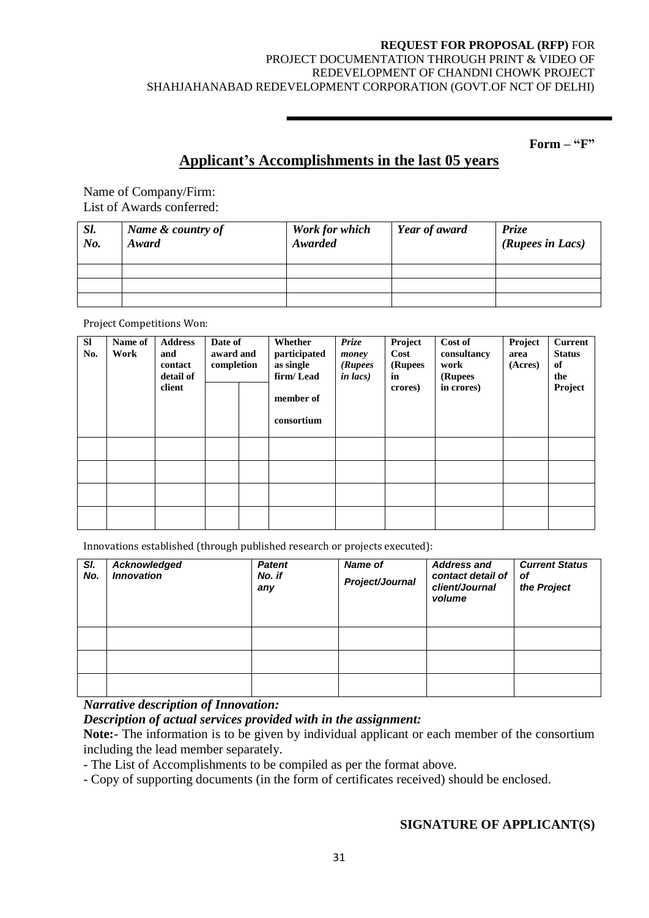Form – "F"

## Applicant's Accomplishments in the last 05 years

Name of Company/Firm:
List of Awards conferred:

| *Sl. No.* | *Name & country of Award* | *Work for which Awarded* | *Year of award* | *Prize (Rupees in Lacs)* |
|---|---|---|---|---|
| | | | | |
| | | | | |
| | | | | |

Project Competitions Won:

| Sl No. | Name of Work | Address and contact detail of client | Date of award and completion | | Whether participated as single firm/ Lead member of consortium | *Prize money (Rupees in lacs)* | Project Cost (Rupees in crores) | Cost of consultancy work (Rupees in crores) | Project area (Acres) | Current Status of the Project |
|---|---|---|---|---|---|---|---|---|---|---|
| | | | | | | | | | | |
| | | | | | | | | | | |
| | | | | | | | | | | |
| | | | | | | | | | | |

Innovations established (through published research or projects executed):

| *Sl. No.* | *Acknowledged Innovation* | *Patent No. if any* | *Name of Project/Journal* | *Address and contact detail of client/Journal volume* | *Current Status of the Project* |
|---|---|---|---|---|---|
| | | | | | |
| | | | | | |
| | | | | | |

***Narrative description of Innovation:***

***Description of actual services provided with in the assignment:***

**Note:**- The information is to be given by individual applicant or each member of the consortium including the lead member separately.

- The List of Accomplishments to be compiled as per the format above.
- Copy of supporting documents (in the form of certificates received) should be enclosed.

**SIGNATURE OF APPLICANT(S)**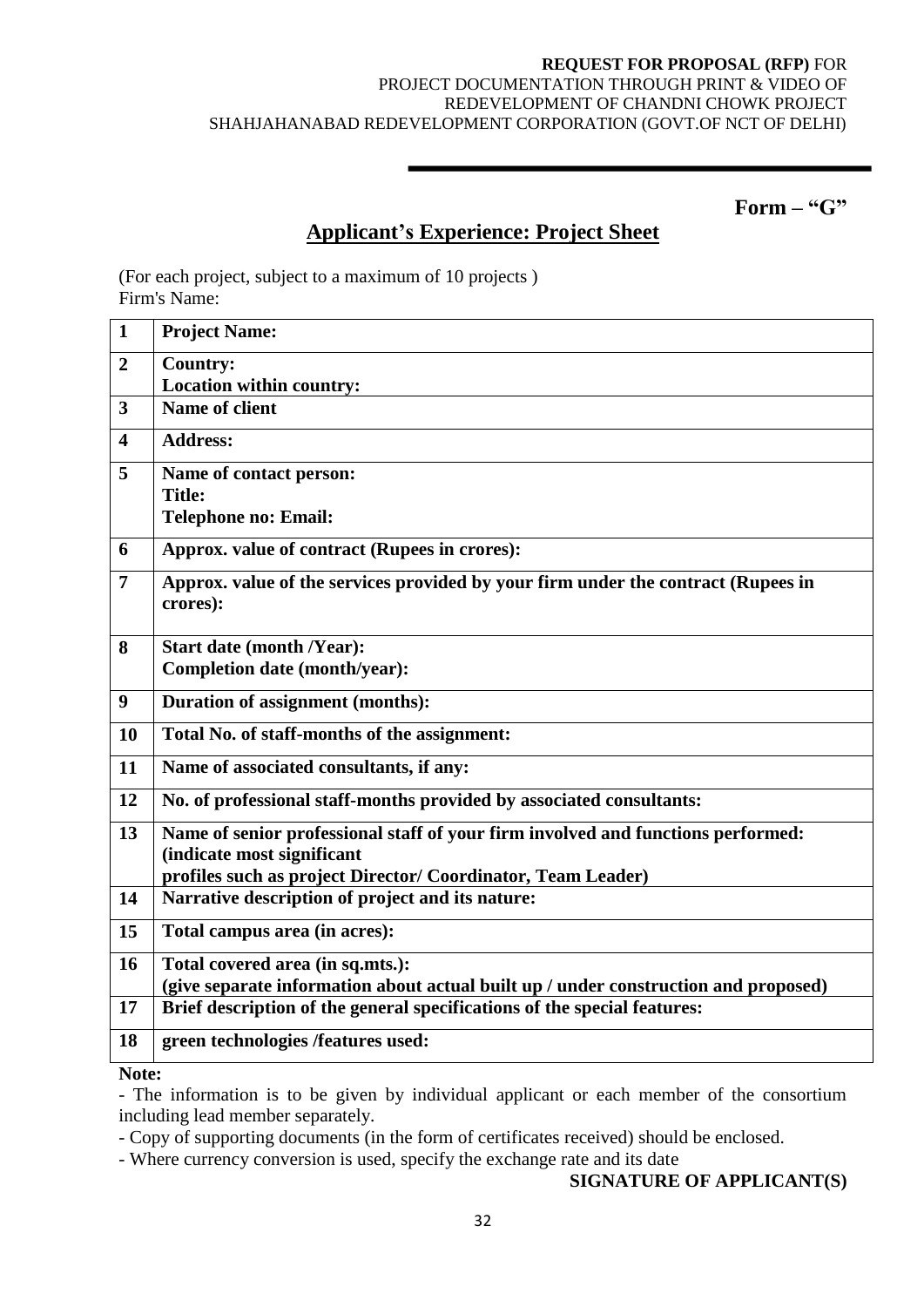**Form – "G"**

## Applicant's Experience: Project Sheet

(For each project, subject to a maximum of 10 projects )
Firm's Name:

| | |
|---|---|
| **1** | **Project Name:** |
| **2** | **Country:**<br>**Location within country:** |
| **3** | **Name of client** |
| **4** | **Address:** |
| **5** | **Name of contact person:**<br>**Title:**<br>**Telephone no: Email:** |
| **6** | **Approx. value of contract (Rupees in crores):** |
| **7** | **Approx. value of the services provided by your firm under the contract (Rupees in crores):** |
| **8** | **Start date (month /Year):**<br>**Completion date (month/year):** |
| **9** | **Duration of assignment (months):** |
| **10** | **Total No. of staff-months of the assignment:** |
| **11** | **Name of associated consultants, if any:** |
| **12** | **No. of professional staff-months provided by associated consultants:** |
| **13** | **Name of senior professional staff of your firm involved and functions performed: (indicate most significant profiles such as project Director/ Coordinator, Team Leader)** |
| **14** | **Narrative description of project and its nature:** |
| **15** | **Total campus area (in acres):** |
| **16** | **Total covered area (in sq.mts.):**<br>**(give separate information about actual built up / under construction and proposed)** |
| **17** | **Brief description of the general specifications of the special features:** |
| **18** | **green technologies /features used:** |

**Note:**

- The information is to be given by individual applicant or each member of the consortium including lead member separately.
- Copy of supporting documents (in the form of certificates received) should be enclosed.
- Where currency conversion is used, specify the exchange rate and its date

**SIGNATURE OF APPLICANT(S)**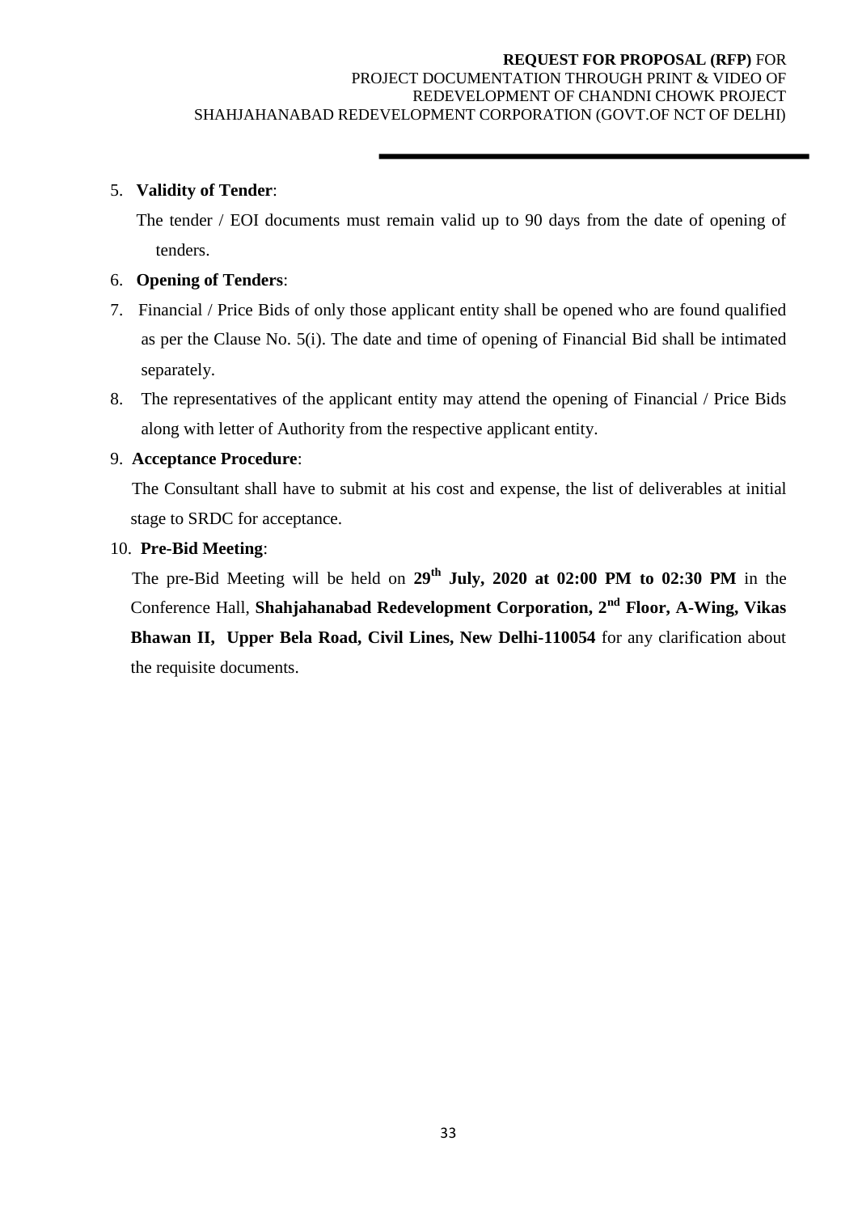5. **Validity of Tender**:

   The tender / EOI documents must remain valid up to 90 days from the date of opening of tenders.

6. **Opening of Tenders**:

7. Financial / Price Bids of only those applicant entity shall be opened who are found qualified as per the Clause No. 5(i). The date and time of opening of Financial Bid shall be intimated separately.

8. The representatives of the applicant entity may attend the opening of Financial / Price Bids along with letter of Authority from the respective applicant entity.

9. **Acceptance Procedure**:

   The Consultant shall have to submit at his cost and expense, the list of deliverables at initial stage to SRDC for acceptance.

10. **Pre-Bid Meeting**:

    The pre-Bid Meeting will be held on **29th July, 2020 at 02:00 PM to 02:30 PM** in the Conference Hall, **Shahjahanabad Redevelopment Corporation, 2nd Floor, A-Wing, Vikas Bhawan II, Upper Bela Road, Civil Lines, New Delhi-110054** for any clarification about the requisite documents.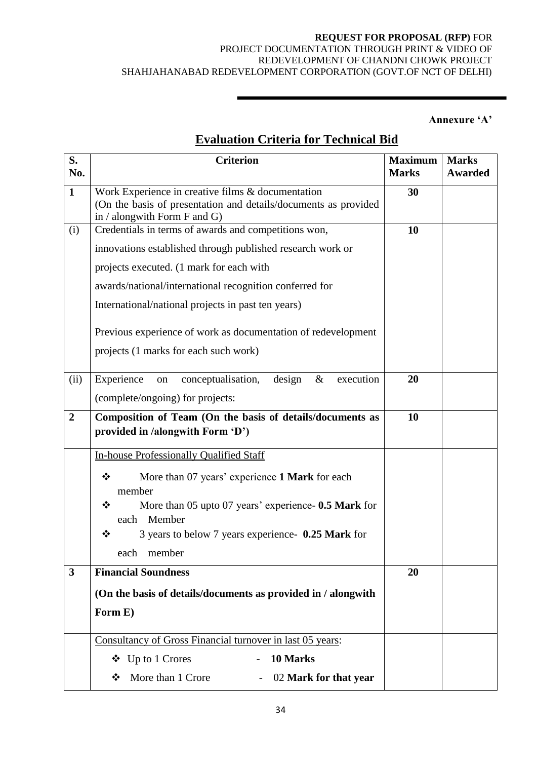**Annexure 'A'**

## Evaluation Criteria for Technical Bid

| S. No. | Criterion | Maximum Marks | Marks Awarded |
|---|---|---|---|
| **1** | Work Experience in creative films & documentation (On the basis of presentation and details/documents as provided in / alongwith Form F and G) | **30** | |
| (i) | Credentials in terms of awards and competitions won, innovations established through published research work or projects executed. (1 mark for each with awards/national/international recognition conferred for International/national projects in past ten years)<br><br>Previous experience of work as documentation of redevelopment projects (1 marks for each such work) | **10** | |
| (ii) | Experience on conceptualisation, design & execution (complete/ongoing) for projects: | **20** | |
| **2** | **Composition of Team (On the basis of details/documents as provided in /alongwith Form 'D')** | **10** | |
| | In-house Professionally Qualified Staff<br>❖ More than 07 years' experience **1 Mark** for each member<br>❖ More than 05 upto 07 years' experience- **0.5 Mark** for each Member<br>❖ 3 years to below 7 years experience- **0.25 Mark** for each member | | |
| **3** | **Financial Soundness**<br>**(On the basis of details/documents as provided in / alongwith Form E)** | **20** | |
| | Consultancy of Gross Financial turnover in last 05 years:<br>❖ Up to 1 Crores - **10 Marks**<br>❖ More than 1 Crore - 02 **Mark for that year** | | |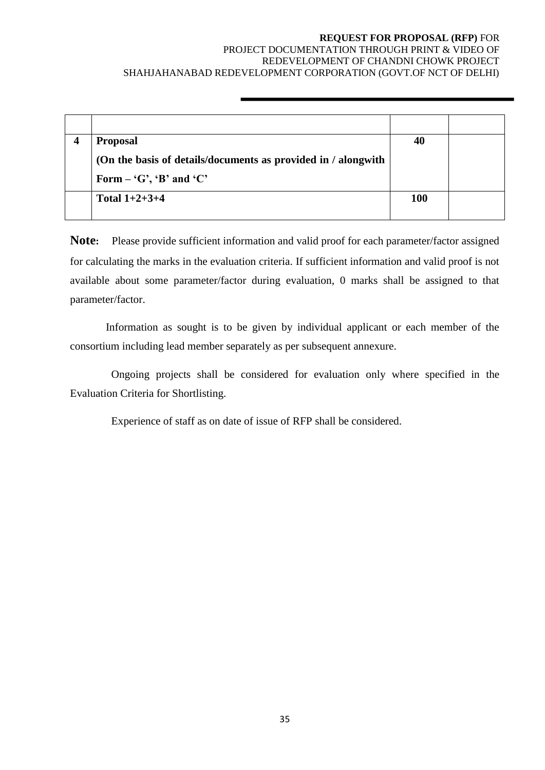| | | | |
|---|---|---|---|
| **4** | **Proposal**<br>**(On the basis of details/documents as provided in / alongwith Form – ‘G’, ‘B’ and ‘C’** | **40** | |
| | **Total 1+2+3+4** | **100** | |

**Note:** Please provide sufficient information and valid proof for each parameter/factor assigned for calculating the marks in the evaluation criteria. If sufficient information and valid proof is not available about some parameter/factor during evaluation, 0 marks shall be assigned to that parameter/factor.

Information as sought is to be given by individual applicant or each member of the consortium including lead member separately as per subsequent annexure.

Ongoing projects shall be considered for evaluation only where specified in the Evaluation Criteria for Shortlisting.

Experience of staff as on date of issue of RFP shall be considered.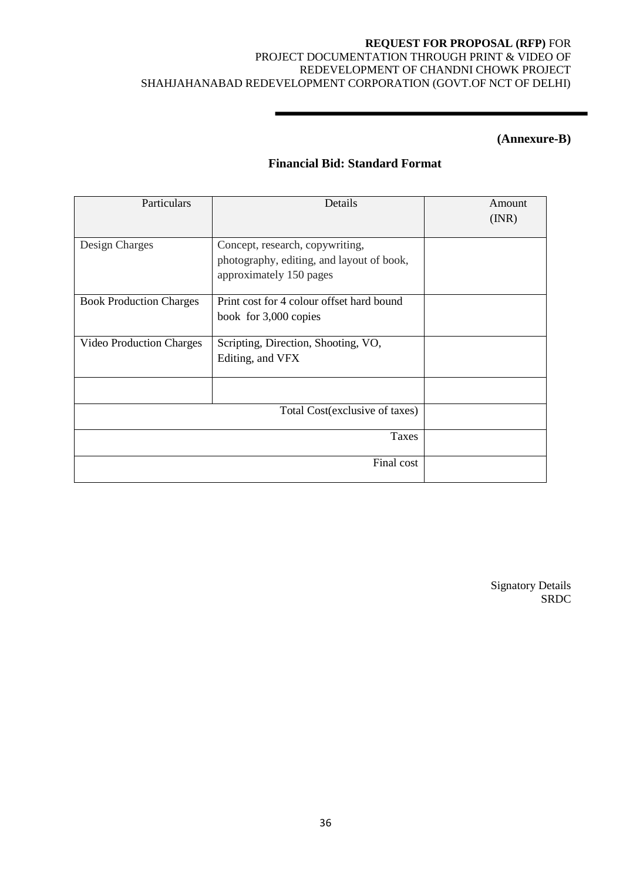**(Annexure-B)**

## Financial Bid: Standard Format

| Particulars | Details | Amount (INR) |
|---|---|---|
| Design Charges | Concept, research, copywriting, photography, editing, and layout of book, approximately 150 pages | |
| Book Production Charges | Print cost for 4 colour offset hard bound book for 3,000 copies | |
| Video Production Charges | Scripting, Direction, Shooting, VO, Editing, and VFX | |
| | | |
| | Total Cost(exclusive of taxes) | |
| | Taxes | |
| | Final cost | |

Signatory Details
SRDC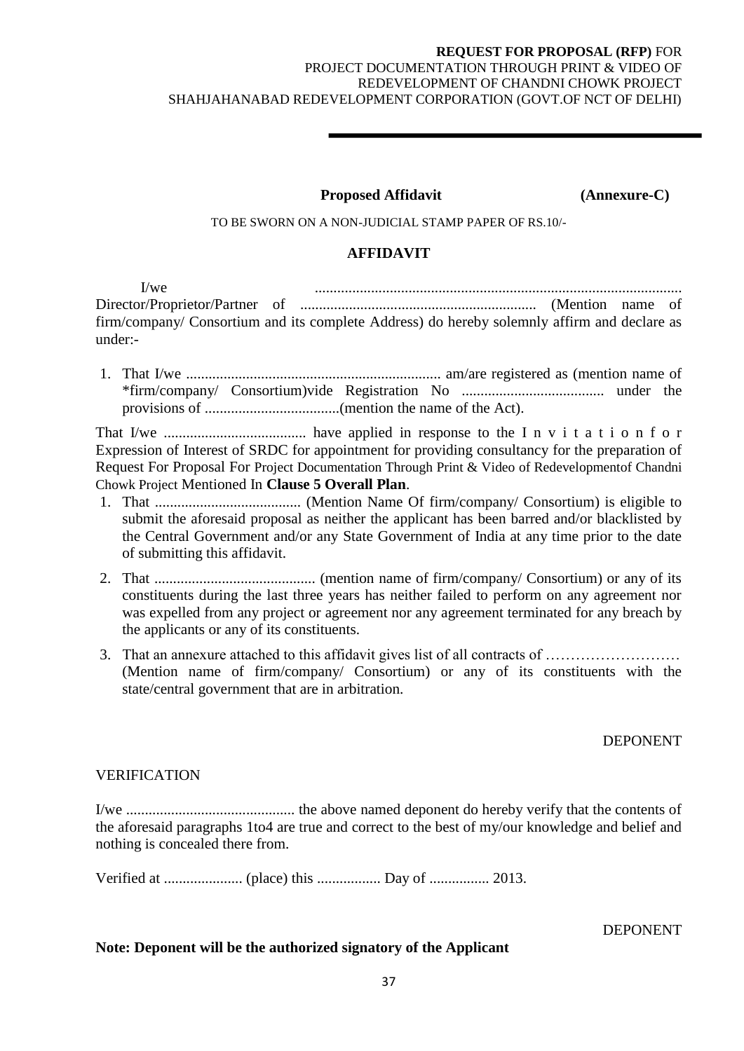**Proposed Affidavit (Annexure-C)**

TO BE SWORN ON A NON-JUDICIAL STAMP PAPER OF RS.10/-

## AFFIDAVIT

I/we .................................................................................................. Director/Proprietor/Partner of ............................................................... (Mention name of firm/company/ Consortium and its complete Address) do hereby solemnly affirm and declare as under:-

1. That I/we .................................................................... am/are registered as (mention name of *firm/company/ Consortium)vide Registration No ...................................... under the provisions of ....................................(mention the name of the Act).

That I/we ...................................... have applied in response to the I n v i t a t i o n f o r Expression of Interest of SRDC for appointment for providing consultancy for the preparation of Request For Proposal For Project Documentation Through Print & Video of Redevelopmentof Chandni Chowk Project Mentioned In **Clause 5 Overall Plan**.

1. That ....................................... (Mention Name Of firm/company/ Consortium) is eligible to submit the aforesaid proposal as neither the applicant has been barred and/or blacklisted by the Central Government and/or any State Government of India at any time prior to the date of submitting this affidavit.
2. That ........................................... (mention name of firm/company/ Consortium) or any of its constituents during the last three years has neither failed to perform on any agreement nor was expelled from any project or agreement nor any agreement terminated for any breach by the applicants or any of its constituents.
3. That an annexure attached to this affidavit gives list of all contracts of ……………………… (Mention name of firm/company/ Consortium) or any of its constituents with the state/central government that are in arbitration.

DEPONENT

VERIFICATION

I/we ............................................ the above named deponent do hereby verify that the contents of the aforesaid paragraphs 1to4 are true and correct to the best of my/our knowledge and belief and nothing is concealed there from.

Verified at ..................... (place) this ................. Day of ................ 2013.

DEPONENT

**Note: Deponent will be the authorized signatory of the Applicant**